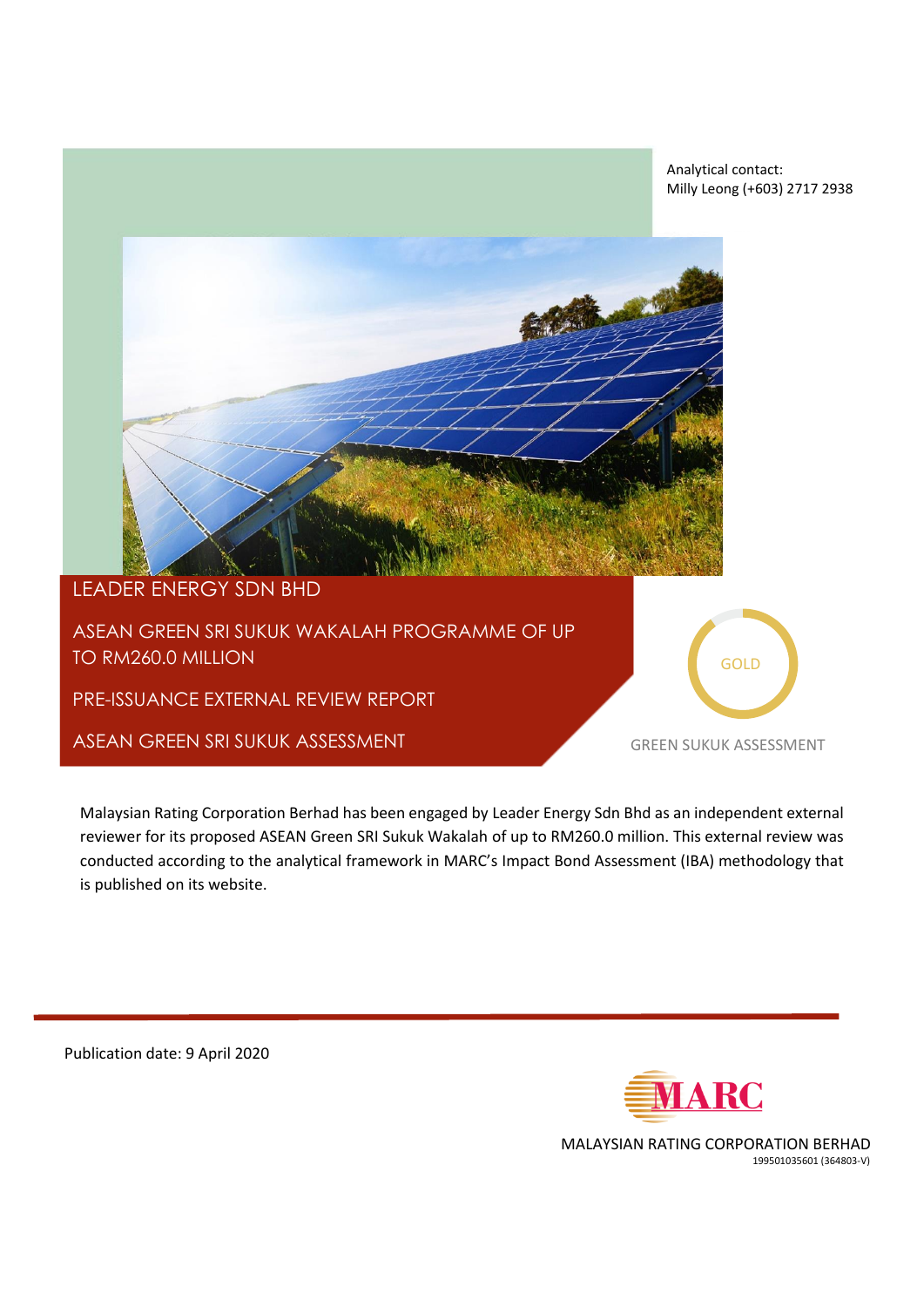Analytical contact:
Milly Leong (+603) 2717 2938

# LEADER ENERGY SDN BHD

## ASEAN GREEN SRI SUKUK WAKALAH PROGRAMME OF UP TO RM260.0 MILLION

## PRE-ISSUANCE EXTERNAL REVIEW REPORT

## ASEAN GREEN SRI SUKUK ASSESSMENT

GOLD

GREEN SUKUK ASSESSMENT

Malaysian Rating Corporation Berhad has been engaged by Leader Energy Sdn Bhd as an independent external reviewer for its proposed ASEAN Green SRI Sukuk Wakalah of up to RM260.0 million. This external review was conducted according to the analytical framework in MARC's Impact Bond Assessment (IBA) methodology that is published on its website.

Publication date: 9 April 2020

MARC

MALAYSIAN RATING CORPORATION BERHAD
199501035601 (364803-V)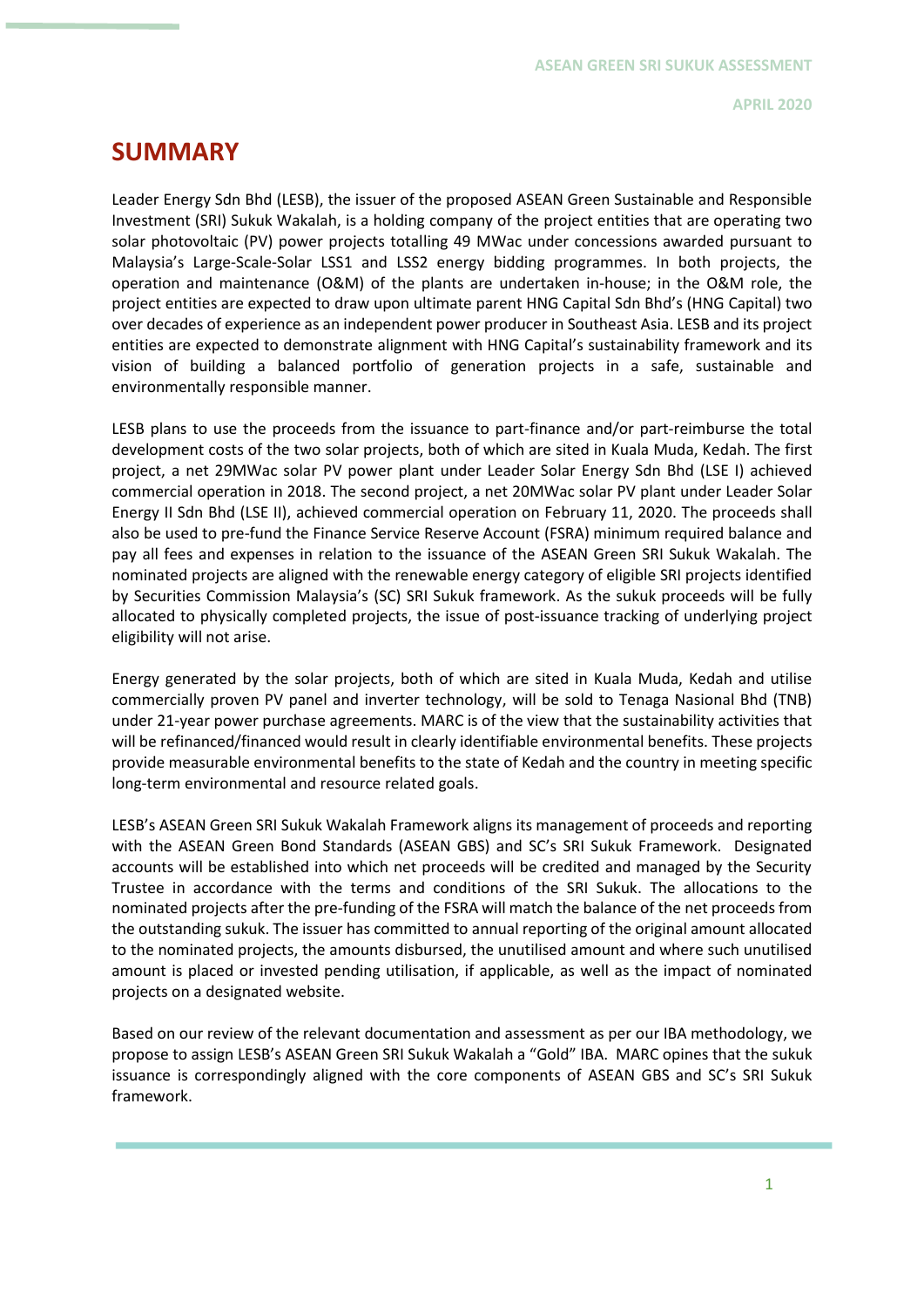# SUMMARY

Leader Energy Sdn Bhd (LESB), the issuer of the proposed ASEAN Green Sustainable and Responsible Investment (SRI) Sukuk Wakalah, is a holding company of the project entities that are operating two solar photovoltaic (PV) power projects totalling 49 MWac under concessions awarded pursuant to Malaysia's Large-Scale-Solar LSS1 and LSS2 energy bidding programmes. In both projects, the operation and maintenance (O&M) of the plants are undertaken in-house; in the O&M role, the project entities are expected to draw upon ultimate parent HNG Capital Sdn Bhd's (HNG Capital) two over decades of experience as an independent power producer in Southeast Asia. LESB and its project entities are expected to demonstrate alignment with HNG Capital's sustainability framework and its vision of building a balanced portfolio of generation projects in a safe, sustainable and environmentally responsible manner.

LESB plans to use the proceeds from the issuance to part-finance and/or part-reimburse the total development costs of the two solar projects, both of which are sited in Kuala Muda, Kedah. The first project, a net 29MWac solar PV power plant under Leader Solar Energy Sdn Bhd (LSE I) achieved commercial operation in 2018. The second project, a net 20MWac solar PV plant under Leader Solar Energy II Sdn Bhd (LSE II), achieved commercial operation on February 11, 2020. The proceeds shall also be used to pre-fund the Finance Service Reserve Account (FSRA) minimum required balance and pay all fees and expenses in relation to the issuance of the ASEAN Green SRI Sukuk Wakalah. The nominated projects are aligned with the renewable energy category of eligible SRI projects identified by Securities Commission Malaysia's (SC) SRI Sukuk framework. As the sukuk proceeds will be fully allocated to physically completed projects, the issue of post-issuance tracking of underlying project eligibility will not arise.

Energy generated by the solar projects, both of which are sited in Kuala Muda, Kedah and utilise commercially proven PV panel and inverter technology, will be sold to Tenaga Nasional Bhd (TNB) under 21-year power purchase agreements. MARC is of the view that the sustainability activities that will be refinanced/financed would result in clearly identifiable environmental benefits. These projects provide measurable environmental benefits to the state of Kedah and the country in meeting specific long-term environmental and resource related goals.

LESB's ASEAN Green SRI Sukuk Wakalah Framework aligns its management of proceeds and reporting with the ASEAN Green Bond Standards (ASEAN GBS) and SC's SRI Sukuk Framework. Designated accounts will be established into which net proceeds will be credited and managed by the Security Trustee in accordance with the terms and conditions of the SRI Sukuk. The allocations to the nominated projects after the pre-funding of the FSRA will match the balance of the net proceeds from the outstanding sukuk. The issuer has committed to annual reporting of the original amount allocated to the nominated projects, the amounts disbursed, the unutilised amount and where such unutilised amount is placed or invested pending utilisation, if applicable, as well as the impact of nominated projects on a designated website.

Based on our review of the relevant documentation and assessment as per our IBA methodology, we propose to assign LESB's ASEAN Green SRI Sukuk Wakalah a "Gold" IBA. MARC opines that the sukuk issuance is correspondingly aligned with the core components of ASEAN GBS and SC's SRI Sukuk framework.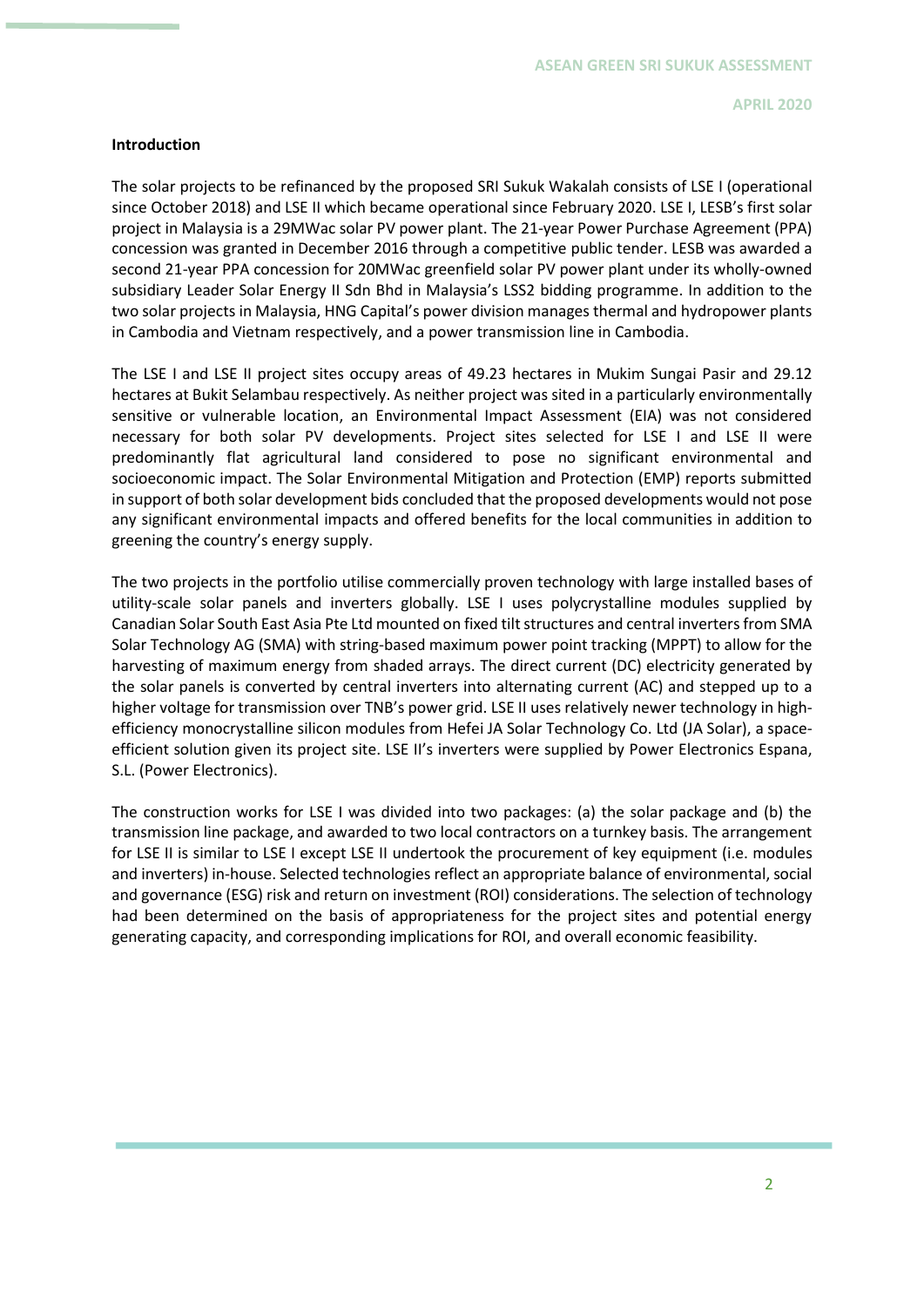**Introduction**

The solar projects to be refinanced by the proposed SRI Sukuk Wakalah consists of LSE I (operational since October 2018) and LSE II which became operational since February 2020. LSE I, LESB's first solar project in Malaysia is a 29MWac solar PV power plant. The 21-year Power Purchase Agreement (PPA) concession was granted in December 2016 through a competitive public tender. LESB was awarded a second 21-year PPA concession for 20MWac greenfield solar PV power plant under its wholly-owned subsidiary Leader Solar Energy II Sdn Bhd in Malaysia's LSS2 bidding programme. In addition to the two solar projects in Malaysia, HNG Capital's power division manages thermal and hydropower plants in Cambodia and Vietnam respectively, and a power transmission line in Cambodia.

The LSE I and LSE II project sites occupy areas of 49.23 hectares in Mukim Sungai Pasir and 29.12 hectares at Bukit Selambau respectively. As neither project was sited in a particularly environmentally sensitive or vulnerable location, an Environmental Impact Assessment (EIA) was not considered necessary for both solar PV developments. Project sites selected for LSE I and LSE II were predominantly flat agricultural land considered to pose no significant environmental and socioeconomic impact. The Solar Environmental Mitigation and Protection (EMP) reports submitted in support of both solar development bids concluded that the proposed developments would not pose any significant environmental impacts and offered benefits for the local communities in addition to greening the country's energy supply.

The two projects in the portfolio utilise commercially proven technology with large installed bases of utility-scale solar panels and inverters globally. LSE I uses polycrystalline modules supplied by Canadian Solar South East Asia Pte Ltd mounted on fixed tilt structures and central inverters from SMA Solar Technology AG (SMA) with string-based maximum power point tracking (MPPT) to allow for the harvesting of maximum energy from shaded arrays. The direct current (DC) electricity generated by the solar panels is converted by central inverters into alternating current (AC) and stepped up to a higher voltage for transmission over TNB's power grid. LSE II uses relatively newer technology in high-efficiency monocrystalline silicon modules from Hefei JA Solar Technology Co. Ltd (JA Solar), a space-efficient solution given its project site. LSE II's inverters were supplied by Power Electronics Espana, S.L. (Power Electronics).

The construction works for LSE I was divided into two packages: (a) the solar package and (b) the transmission line package, and awarded to two local contractors on a turnkey basis. The arrangement for LSE II is similar to LSE I except LSE II undertook the procurement of key equipment (i.e. modules and inverters) in-house. Selected technologies reflect an appropriate balance of environmental, social and governance (ESG) risk and return on investment (ROI) considerations. The selection of technology had been determined on the basis of appropriateness for the project sites and potential energy generating capacity, and corresponding implications for ROI, and overall economic feasibility.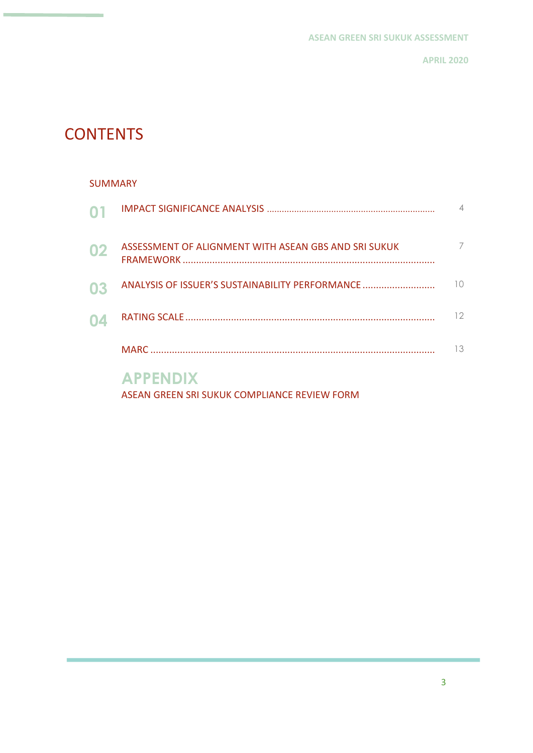# CONTENTS

SUMMARY

| | | |
|---|---|---|
| 01 | IMPACT SIGNIFICANCE ANALYSIS | 4 |
| 02 | ASSESSMENT OF ALIGNMENT WITH ASEAN GBS AND SRI SUKUK FRAMEWORK | 7 |
| 03 | ANALYSIS OF ISSUER'S SUSTAINABILITY PERFORMANCE | 10 |
| 04 | RATING SCALE | 12 |
| | MARC | 13 |

## APPENDIX

ASEAN GREEN SRI SUKUK COMPLIANCE REVIEW FORM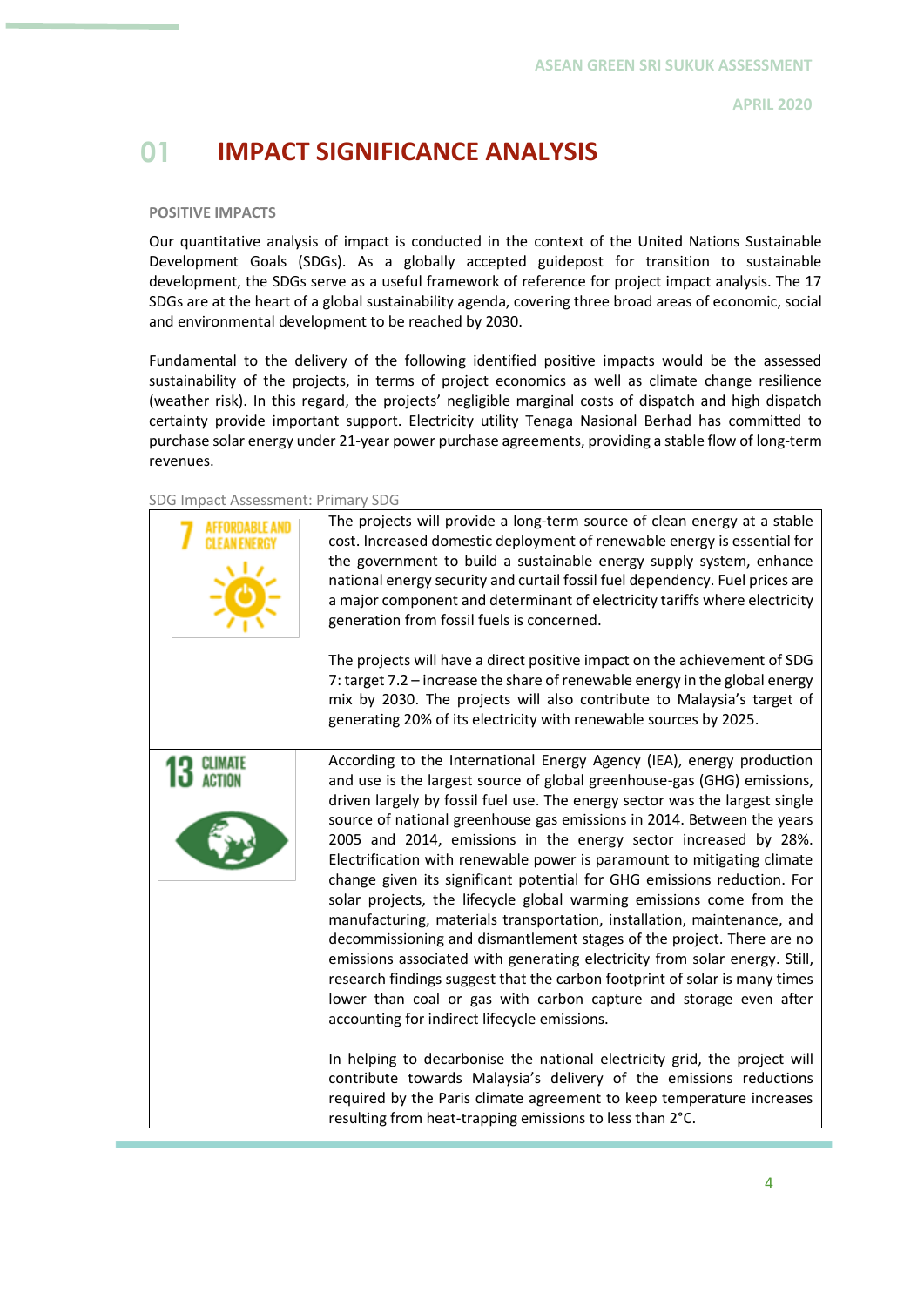# 01 IMPACT SIGNIFICANCE ANALYSIS

## POSITIVE IMPACTS

Our quantitative analysis of impact is conducted in the context of the United Nations Sustainable Development Goals (SDGs). As a globally accepted guidepost for transition to sustainable development, the SDGs serve as a useful framework of reference for project impact analysis. The 17 SDGs are at the heart of a global sustainability agenda, covering three broad areas of economic, social and environmental development to be reached by 2030.

Fundamental to the delivery of the following identified positive impacts would be the assessed sustainability of the projects, in terms of project economics as well as climate change resilience (weather risk). In this regard, the projects' negligible marginal costs of dispatch and high dispatch certainty provide important support. Electricity utility Tenaga Nasional Berhad has committed to purchase solar energy under 21-year power purchase agreements, providing a stable flow of long-term revenues.

SDG Impact Assessment: Primary SDG

| SDG | Impact |
|---|---|
| 7 AFFORDABLE AND CLEAN ENERGY | The projects will provide a long-term source of clean energy at a stable cost. Increased domestic deployment of renewable energy is essential for the government to build a sustainable energy supply system, enhance national energy security and curtail fossil fuel dependency. Fuel prices are a major component and determinant of electricity tariffs where electricity generation from fossil fuels is concerned.<br><br>The projects will have a direct positive impact on the achievement of SDG 7: target 7.2 – increase the share of renewable energy in the global energy mix by 2030. The projects will also contribute to Malaysia's target of generating 20% of its electricity with renewable sources by 2025. |
| 13 CLIMATE ACTION | According to the International Energy Agency (IEA), energy production and use is the largest source of global greenhouse-gas (GHG) emissions, driven largely by fossil fuel use. The energy sector was the largest single source of national greenhouse gas emissions in 2014. Between the years 2005 and 2014, emissions in the energy sector increased by 28%. Electrification with renewable power is paramount to mitigating climate change given its significant potential for GHG emissions reduction. For solar projects, the lifecycle global warming emissions come from the manufacturing, materials transportation, installation, maintenance, and decommissioning and dismantlement stages of the project. There are no emissions associated with generating electricity from solar energy. Still, research findings suggest that the carbon footprint of solar is many times lower than coal or gas with carbon capture and storage even after accounting for indirect lifecycle emissions.<br><br>In helping to decarbonise the national electricity grid, the project will contribute towards Malaysia's delivery of the emissions reductions required by the Paris climate agreement to keep temperature increases resulting from heat-trapping emissions to less than 2°C. |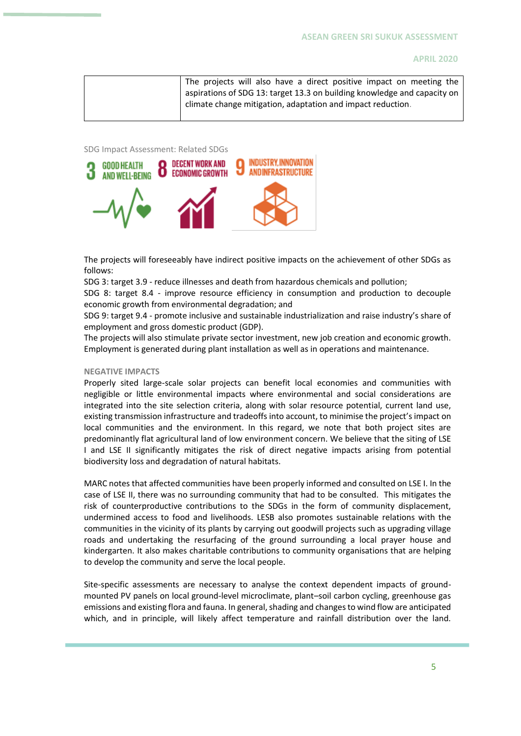| | The projects will also have a direct positive impact on meeting the aspirations of SDG 13: target 13.3 on building knowledge and capacity on climate change mitigation, adaptation and impact reduction. |
|---|---|

SDG Impact Assessment: Related SDGs

3 GOOD HEALTH AND WELL-BEING | 8 DECENT WORK AND ECONOMIC GROWTH | 9 INDUSTRY, INNOVATION AND INFRASTRUCTURE

The projects will foreseeably have indirect positive impacts on the achievement of other SDGs as follows:

SDG 3: target 3.9 - reduce illnesses and death from hazardous chemicals and pollution;

SDG 8: target 8.4 - improve resource efficiency in consumption and production to decouple economic growth from environmental degradation; and

SDG 9: target 9.4 - promote inclusive and sustainable industrialization and raise industry's share of employment and gross domestic product (GDP).

The projects will also stimulate private sector investment, new job creation and economic growth. Employment is generated during plant installation as well as in operations and maintenance.

#### NEGATIVE IMPACTS

Properly sited large-scale solar projects can benefit local economies and communities with negligible or little environmental impacts where environmental and social considerations are integrated into the site selection criteria, along with solar resource potential, current land use, existing transmission infrastructure and tradeoffs into account, to minimise the project's impact on local communities and the environment. In this regard, we note that both project sites are predominantly flat agricultural land of low environment concern. We believe that the siting of LSE I and LSE II significantly mitigates the risk of direct negative impacts arising from potential biodiversity loss and degradation of natural habitats.

MARC notes that affected communities have been properly informed and consulted on LSE I. In the case of LSE II, there was no surrounding community that had to be consulted. This mitigates the risk of counterproductive contributions to the SDGs in the form of community displacement, undermined access to food and livelihoods. LESB also promotes sustainable relations with the communities in the vicinity of its plants by carrying out goodwill projects such as upgrading village roads and undertaking the resurfacing of the ground surrounding a local prayer house and kindergarten. It also makes charitable contributions to community organisations that are helping to develop the community and serve the local people.

Site-specific assessments are necessary to analyse the context dependent impacts of ground-mounted PV panels on local ground-level microclimate, plant–soil carbon cycling, greenhouse gas emissions and existing flora and fauna. In general, shading and changes to wind flow are anticipated which, and in principle, will likely affect temperature and rainfall distribution over the land.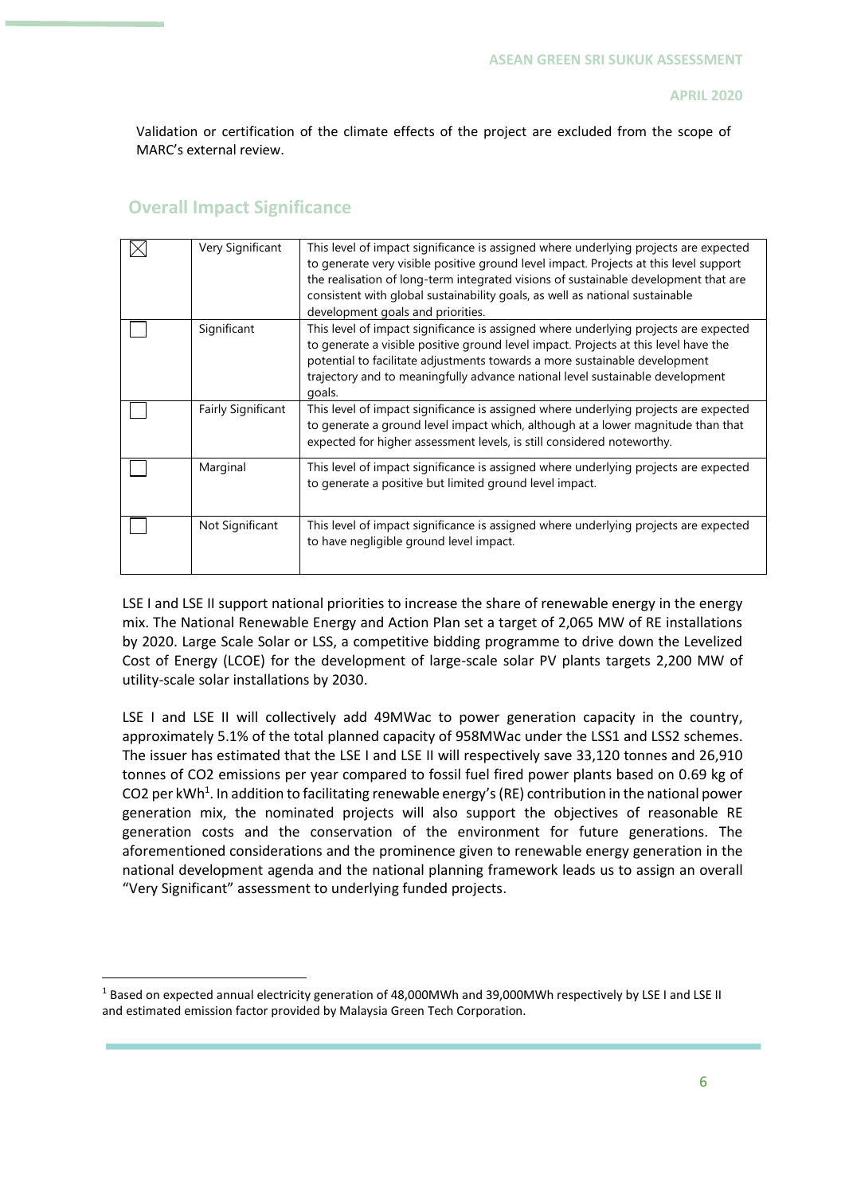Validation or certification of the climate effects of the project are excluded from the scope of MARC's external review.

## Overall Impact Significance

| | | |
|---|---|---|
| ☒ | Very Significant | This level of impact significance is assigned where underlying projects are expected to generate very visible positive ground level impact. Projects at this level support the realisation of long-term integrated visions of sustainable development that are consistent with global sustainability goals, as well as national sustainable development goals and priorities. |
| ☐ | Significant | This level of impact significance is assigned where underlying projects are expected to generate a visible positive ground level impact. Projects at this level have the potential to facilitate adjustments towards a more sustainable development trajectory and to meaningfully advance national level sustainable development goals. |
| ☐ | Fairly Significant | This level of impact significance is assigned where underlying projects are expected to generate a ground level impact which, although at a lower magnitude than that expected for higher assessment levels, is still considered noteworthy. |
| ☐ | Marginal | This level of impact significance is assigned where underlying projects are expected to generate a positive but limited ground level impact. |
| ☐ | Not Significant | This level of impact significance is assigned where underlying projects are expected to have negligible ground level impact. |

LSE I and LSE II support national priorities to increase the share of renewable energy in the energy mix. The National Renewable Energy and Action Plan set a target of 2,065 MW of RE installations by 2020. Large Scale Solar or LSS, a competitive bidding programme to drive down the Levelized Cost of Energy (LCOE) for the development of large-scale solar PV plants targets 2,200 MW of utility-scale solar installations by 2030.

LSE I and LSE II will collectively add 49MWac to power generation capacity in the country, approximately 5.1% of the total planned capacity of 958MWac under the LSS1 and LSS2 schemes. The issuer has estimated that the LSE I and LSE II will respectively save 33,120 tonnes and 26,910 tonnes of $CO_2$ emissions per year compared to fossil fuel fired power plants based on 0.69 kg of $CO_2$ per kWh[1]. In addition to facilitating renewable energy's (RE) contribution in the national power generation mix, the nominated projects will also support the objectives of reasonable RE generation costs and the conservation of the environment for future generations. The aforementioned considerations and the prominence given to renewable energy generation in the national development agenda and the national planning framework leads us to assign an overall "Very Significant" assessment to underlying funded projects.

---

[1] Based on expected annual electricity generation of 48,000MWh and 39,000MWh respectively by LSE I and LSE II and estimated emission factor provided by Malaysia Green Tech Corporation.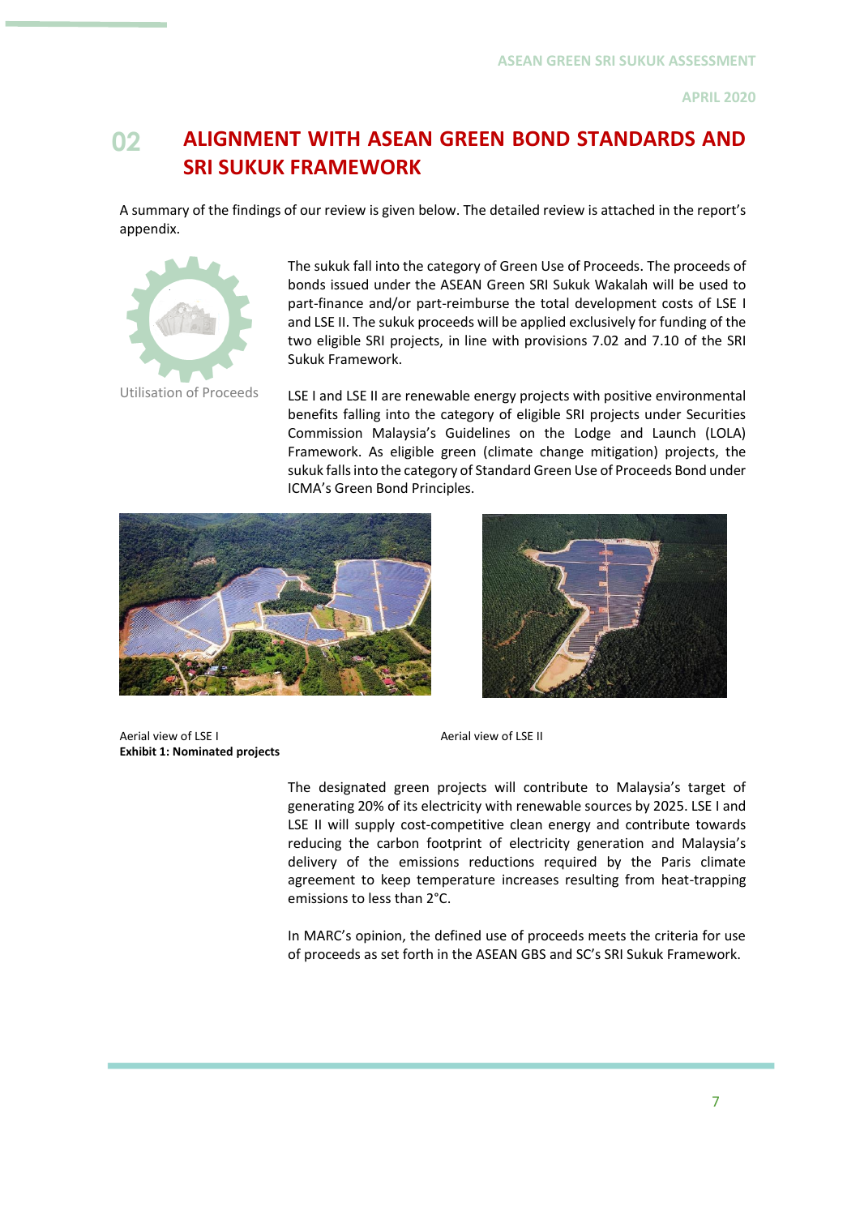## 02 ALIGNMENT WITH ASEAN GREEN BOND STANDARDS AND SRI SUKUK FRAMEWORK

A summary of the findings of our review is given below. The detailed review is attached in the report's appendix.

Utilisation of Proceeds

The sukuk fall into the category of Green Use of Proceeds. The proceeds of bonds issued under the ASEAN Green SRI Sukuk Wakalah will be used to part-finance and/or part-reimburse the total development costs of LSE I and LSE II. The sukuk proceeds will be applied exclusively for funding of the two eligible SRI projects, in line with provisions 7.02 and 7.10 of the SRI Sukuk Framework.

LSE I and LSE II are renewable energy projects with positive environmental benefits falling into the category of eligible SRI projects under Securities Commission Malaysia's Guidelines on the Lodge and Launch (LOLA) Framework. As eligible green (climate change mitigation) projects, the sukuk falls into the category of Standard Green Use of Proceeds Bond under ICMA's Green Bond Principles.

Aerial view of LSE I

Aerial view of LSE II

**Exhibit 1: Nominated projects**

The designated green projects will contribute to Malaysia's target of generating 20% of its electricity with renewable sources by 2025. LSE I and LSE II will supply cost-competitive clean energy and contribute towards reducing the carbon footprint of electricity generation and Malaysia's delivery of the emissions reductions required by the Paris climate agreement to keep temperature increases resulting from heat-trapping emissions to less than 2°C.

In MARC's opinion, the defined use of proceeds meets the criteria for use of proceeds as set forth in the ASEAN GBS and SC's SRI Sukuk Framework.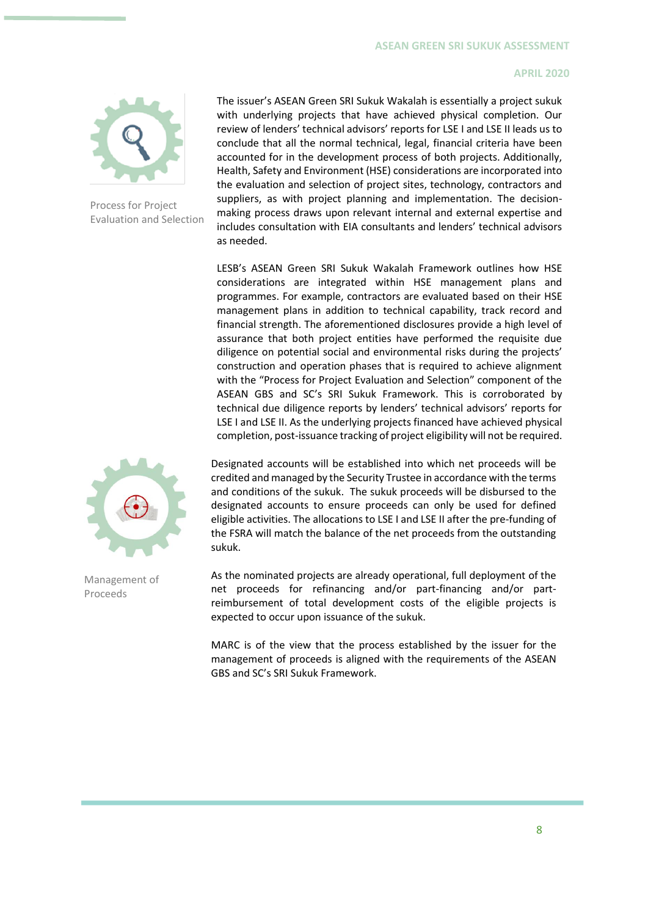## Process for Project Evaluation and Selection

The issuer's ASEAN Green SRI Sukuk Wakalah is essentially a project sukuk with underlying projects that have achieved physical completion. Our review of lenders' technical advisors' reports for LSE I and LSE II leads us to conclude that all the normal technical, legal, financial criteria have been accounted for in the development process of both projects. Additionally, Health, Safety and Environment (HSE) considerations are incorporated into the evaluation and selection of project sites, technology, contractors and suppliers, as with project planning and implementation. The decision-making process draws upon relevant internal and external expertise and includes consultation with EIA consultants and lenders' technical advisors as needed.

LESB's ASEAN Green SRI Sukuk Wakalah Framework outlines how HSE considerations are integrated within HSE management plans and programmes. For example, contractors are evaluated based on their HSE management plans in addition to technical capability, track record and financial strength. The aforementioned disclosures provide a high level of assurance that both project entities have performed the requisite due diligence on potential social and environmental risks during the projects' construction and operation phases that is required to achieve alignment with the "Process for Project Evaluation and Selection" component of the ASEAN GBS and SC's SRI Sukuk Framework. This is corroborated by technical due diligence reports by lenders' technical advisors' reports for LSE I and LSE II. As the underlying projects financed have achieved physical completion, post-issuance tracking of project eligibility will not be required.

## Management of Proceeds

Designated accounts will be established into which net proceeds will be credited and managed by the Security Trustee in accordance with the terms and conditions of the sukuk. The sukuk proceeds will be disbursed to the designated accounts to ensure proceeds can only be used for defined eligible activities. The allocations to LSE I and LSE II after the pre-funding of the FSRA will match the balance of the net proceeds from the outstanding sukuk.

As the nominated projects are already operational, full deployment of the net proceeds for refinancing and/or part-financing and/or part-reimbursement of total development costs of the eligible projects is expected to occur upon issuance of the sukuk.

MARC is of the view that the process established by the issuer for the management of proceeds is aligned with the requirements of the ASEAN GBS and SC's SRI Sukuk Framework.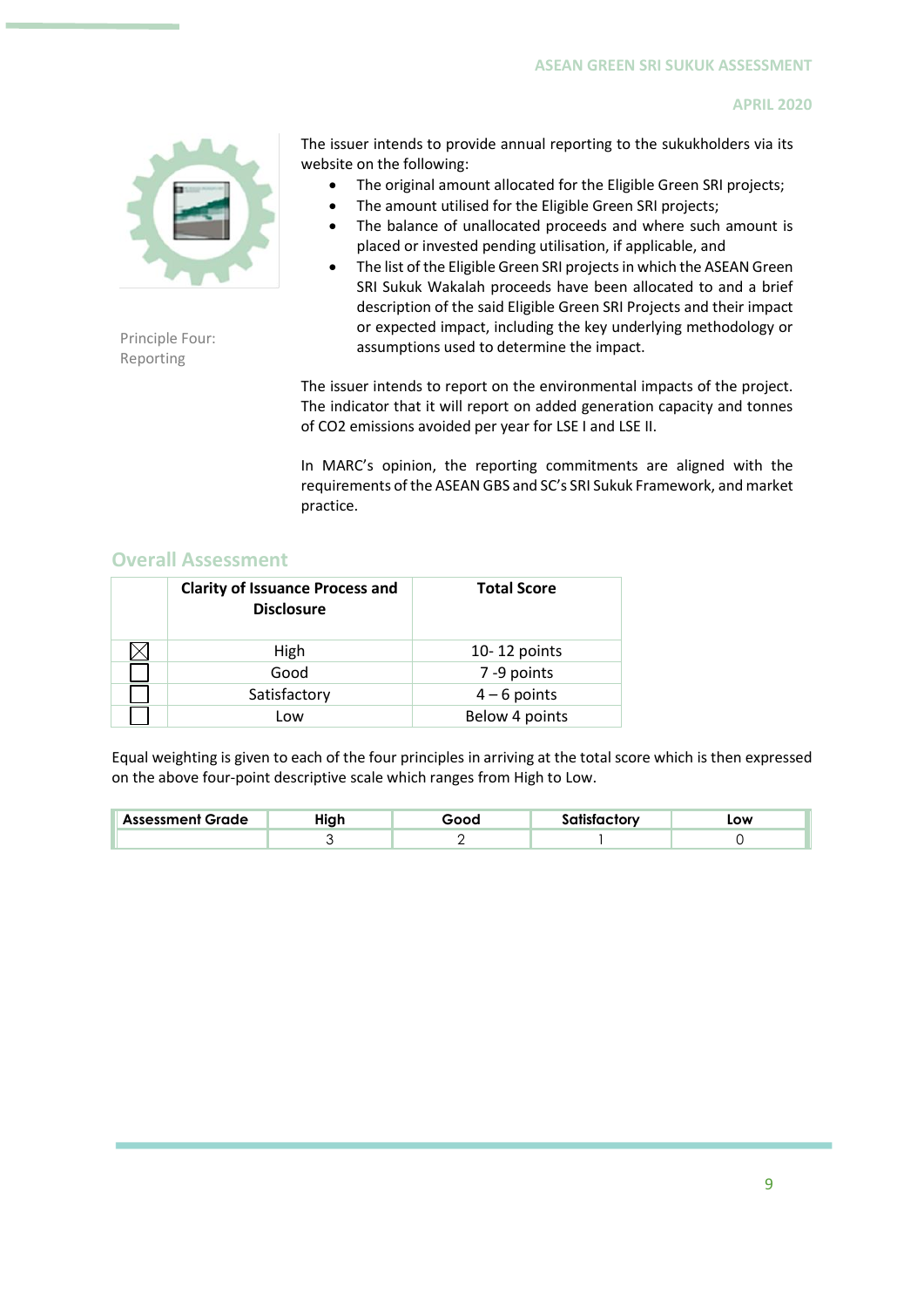Principle Four: Reporting

The issuer intends to provide annual reporting to the sukukholders via its website on the following:

- The original amount allocated for the Eligible Green SRI projects;
- The amount utilised for the Eligible Green SRI projects;
- The balance of unallocated proceeds and where such amount is placed or invested pending utilisation, if applicable, and
- The list of the Eligible Green SRI projects in which the ASEAN Green SRI Sukuk Wakalah proceeds have been allocated to and a brief description of the said Eligible Green SRI Projects and their impact or expected impact, including the key underlying methodology or assumptions used to determine the impact.

The issuer intends to report on the environmental impacts of the project. The indicator that it will report on added generation capacity and tonnes of $CO_2$ emissions avoided per year for LSE I and LSE II.

In MARC's opinion, the reporting commitments are aligned with the requirements of the ASEAN GBS and SC's SRI Sukuk Framework, and market practice.

## Overall Assessment

| | Clarity of Issuance Process and Disclosure | Total Score |
|---|---|---|
| ☒ | High | 10- 12 points |
| ☐ | Good | 7 -9 points |
| ☐ | Satisfactory | 4 – 6 points |
| ☐ | Low | Below 4 points |

Equal weighting is given to each of the four principles in arriving at the total score which is then expressed on the above four-point descriptive scale which ranges from High to Low.

| Assessment Grade | High | Good | Satisfactory | Low |
|---|---|---|---|---|
| | 3 | 2 | 1 | 0 |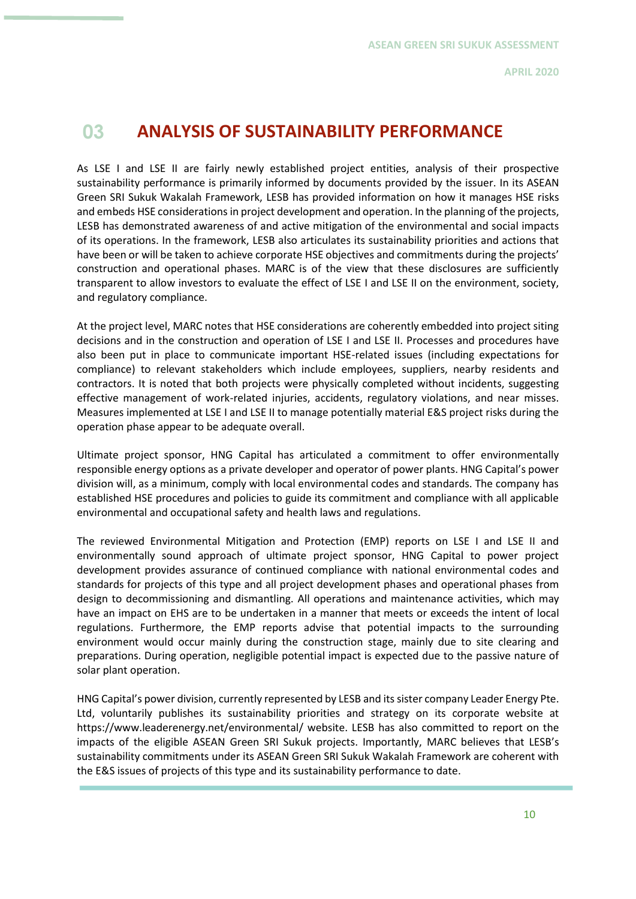# 03 ANALYSIS OF SUSTAINABILITY PERFORMANCE

As LSE I and LSE II are fairly newly established project entities, analysis of their prospective sustainability performance is primarily informed by documents provided by the issuer. In its ASEAN Green SRI Sukuk Wakalah Framework, LESB has provided information on how it manages HSE risks and embeds HSE considerations in project development and operation. In the planning of the projects, LESB has demonstrated awareness of and active mitigation of the environmental and social impacts of its operations. In the framework, LESB also articulates its sustainability priorities and actions that have been or will be taken to achieve corporate HSE objectives and commitments during the projects' construction and operational phases. MARC is of the view that these disclosures are sufficiently transparent to allow investors to evaluate the effect of LSE I and LSE II on the environment, society, and regulatory compliance.

At the project level, MARC notes that HSE considerations are coherently embedded into project siting decisions and in the construction and operation of LSE I and LSE II. Processes and procedures have also been put in place to communicate important HSE-related issues (including expectations for compliance) to relevant stakeholders which include employees, suppliers, nearby residents and contractors. It is noted that both projects were physically completed without incidents, suggesting effective management of work-related injuries, accidents, regulatory violations, and near misses. Measures implemented at LSE I and LSE II to manage potentially material E&S project risks during the operation phase appear to be adequate overall.

Ultimate project sponsor, HNG Capital has articulated a commitment to offer environmentally responsible energy options as a private developer and operator of power plants. HNG Capital's power division will, as a minimum, comply with local environmental codes and standards. The company has established HSE procedures and policies to guide its commitment and compliance with all applicable environmental and occupational safety and health laws and regulations.

The reviewed Environmental Mitigation and Protection (EMP) reports on LSE I and LSE II and environmentally sound approach of ultimate project sponsor, HNG Capital to power project development provides assurance of continued compliance with national environmental codes and standards for projects of this type and all project development phases and operational phases from design to decommissioning and dismantling. All operations and maintenance activities, which may have an impact on EHS are to be undertaken in a manner that meets or exceeds the intent of local regulations. Furthermore, the EMP reports advise that potential impacts to the surrounding environment would occur mainly during the construction stage, mainly due to site clearing and preparations. During operation, negligible potential impact is expected due to the passive nature of solar plant operation.

HNG Capital's power division, currently represented by LESB and its sister company Leader Energy Pte. Ltd, voluntarily publishes its sustainability priorities and strategy on its corporate website at https://www.leaderenergy.net/environmental/ website. LESB has also committed to report on the impacts of the eligible ASEAN Green SRI Sukuk projects. Importantly, MARC believes that LESB's sustainability commitments under its ASEAN Green SRI Sukuk Wakalah Framework are coherent with the E&S issues of projects of this type and its sustainability performance to date.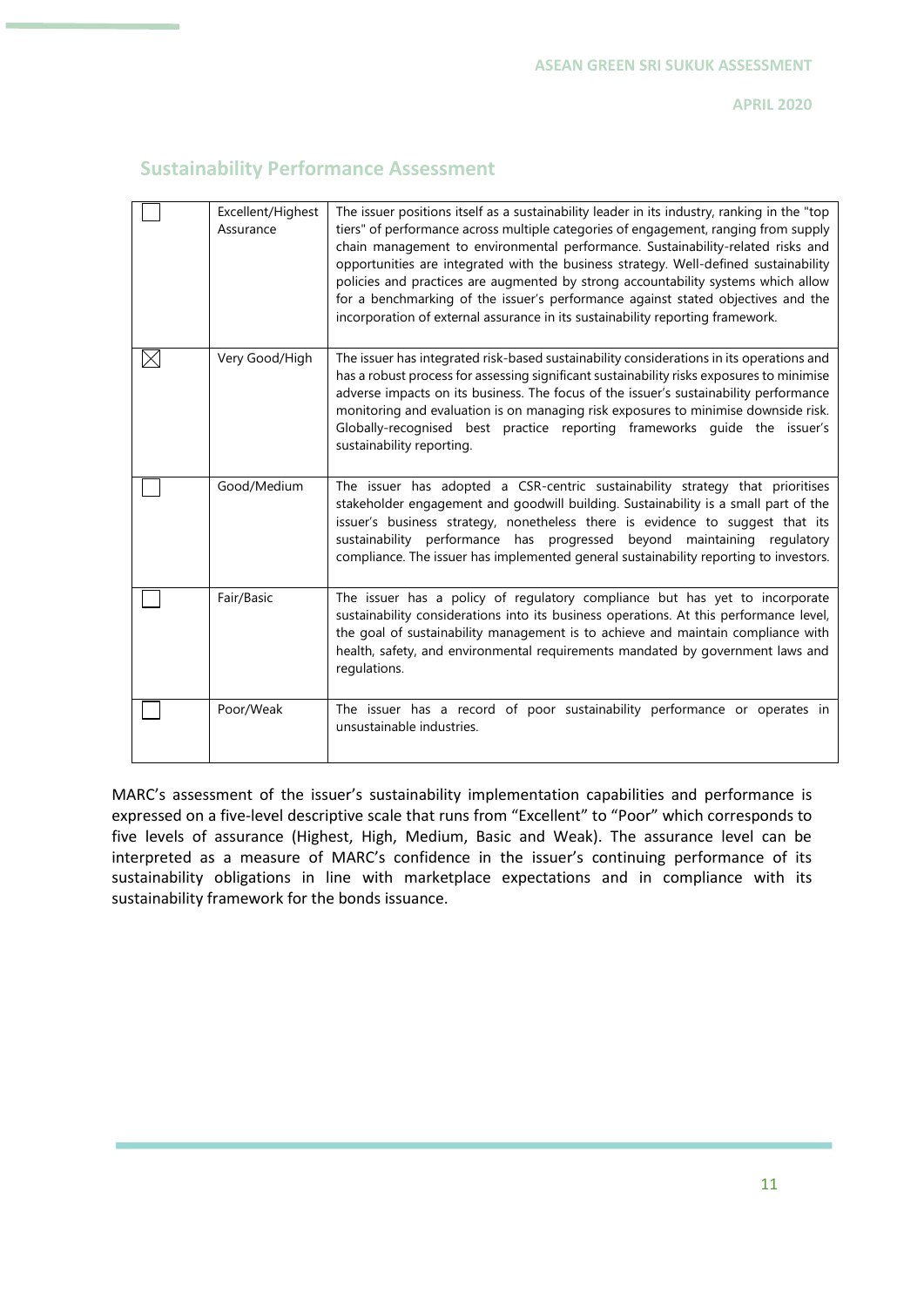## Sustainability Performance Assessment

| | | |
|---|---|---|
| ☐ | Excellent/Highest Assurance | The issuer positions itself as a sustainability leader in its industry, ranking in the "top tiers" of performance across multiple categories of engagement, ranging from supply chain management to environmental performance. Sustainability-related risks and opportunities are integrated with the business strategy. Well-defined sustainability policies and practices are augmented by strong accountability systems which allow for a benchmarking of the issuer's performance against stated objectives and the incorporation of external assurance in its sustainability reporting framework. |
| ☒ | Very Good/High | The issuer has integrated risk-based sustainability considerations in its operations and has a robust process for assessing significant sustainability risks exposures to minimise adverse impacts on its business. The focus of the issuer's sustainability performance monitoring and evaluation is on managing risk exposures to minimise downside risk. Globally-recognised best practice reporting frameworks guide the issuer's sustainability reporting. |
| ☐ | Good/Medium | The issuer has adopted a CSR-centric sustainability strategy that prioritises stakeholder engagement and goodwill building. Sustainability is a small part of the issuer's business strategy, nonetheless there is evidence to suggest that its sustainability performance has progressed beyond maintaining regulatory compliance. The issuer has implemented general sustainability reporting to investors. |
| ☐ | Fair/Basic | The issuer has a policy of regulatory compliance but has yet to incorporate sustainability considerations into its business operations. At this performance level, the goal of sustainability management is to achieve and maintain compliance with health, safety, and environmental requirements mandated by government laws and regulations. |
| ☐ | Poor/Weak | The issuer has a record of poor sustainability performance or operates in unsustainable industries. |

MARC's assessment of the issuer's sustainability implementation capabilities and performance is expressed on a five-level descriptive scale that runs from "Excellent" to "Poor" which corresponds to five levels of assurance (Highest, High, Medium, Basic and Weak). The assurance level can be interpreted as a measure of MARC's confidence in the issuer's continuing performance of its sustainability obligations in line with marketplace expectations and in compliance with its sustainability framework for the bonds issuance.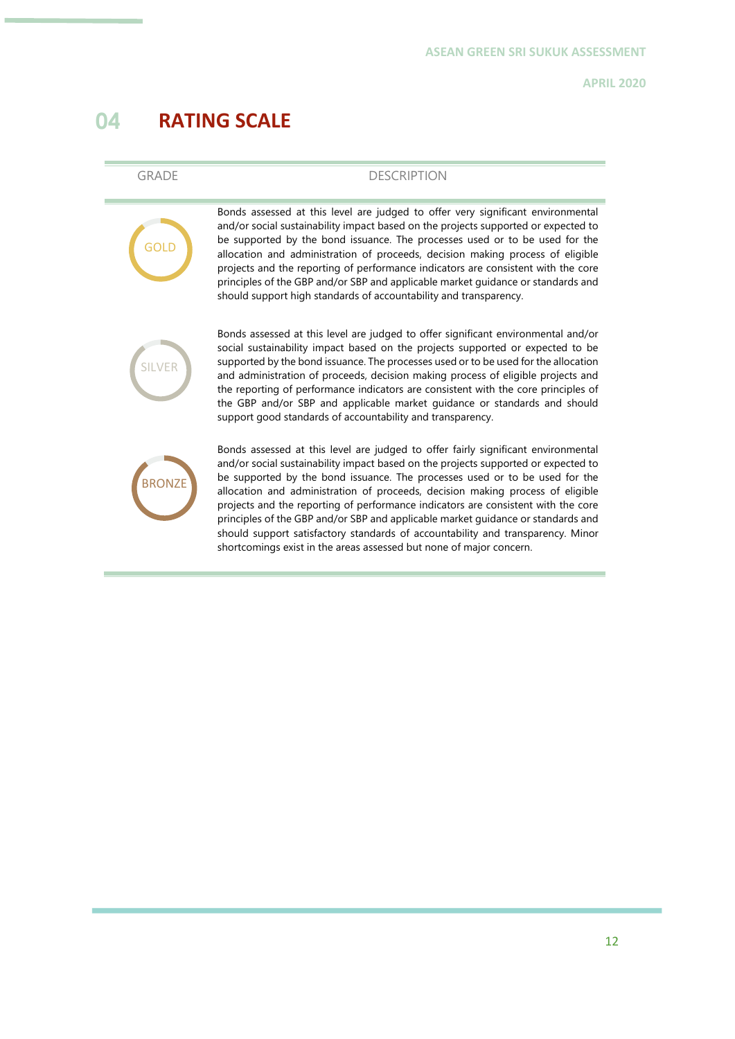## 04 RATING SCALE

| GRADE | DESCRIPTION |
| --- | --- |
| GOLD | Bonds assessed at this level are judged to offer very significant environmental and/or social sustainability impact based on the projects supported or expected to be supported by the bond issuance. The processes used or to be used for the allocation and administration of proceeds, decision making process of eligible projects and the reporting of performance indicators are consistent with the core principles of the GBP and/or SBP and applicable market guidance or standards and should support high standards of accountability and transparency. |
| SILVER | Bonds assessed at this level are judged to offer significant environmental and/or social sustainability impact based on the projects supported or expected to be supported by the bond issuance. The processes used or to be used for the allocation and administration of proceeds, decision making process of eligible projects and the reporting of performance indicators are consistent with the core principles of the GBP and/or SBP and applicable market guidance or standards and should support good standards of accountability and transparency. |
| BRONZE | Bonds assessed at this level are judged to offer fairly significant environmental and/or social sustainability impact based on the projects supported or expected to be supported by the bond issuance. The processes used or to be used for the allocation and administration of proceeds, decision making process of eligible projects and the reporting of performance indicators are consistent with the core principles of the GBP and/or SBP and applicable market guidance or standards and should support satisfactory standards of accountability and transparency. Minor shortcomings exist in the areas assessed but none of major concern. |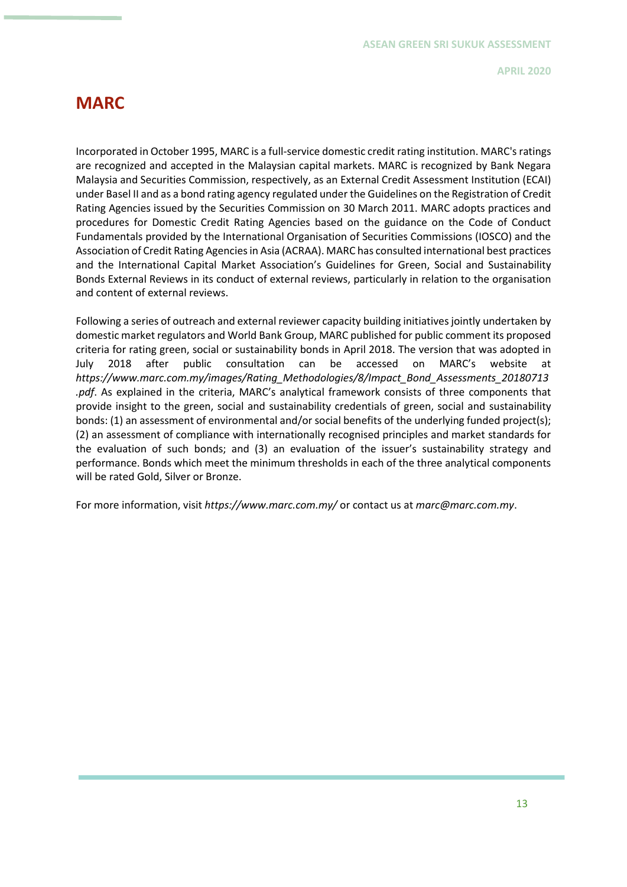# MARC

Incorporated in October 1995, MARC is a full-service domestic credit rating institution. MARC's ratings are recognized and accepted in the Malaysian capital markets. MARC is recognized by Bank Negara Malaysia and Securities Commission, respectively, as an External Credit Assessment Institution (ECAI) under Basel II and as a bond rating agency regulated under the Guidelines on the Registration of Credit Rating Agencies issued by the Securities Commission on 30 March 2011. MARC adopts practices and procedures for Domestic Credit Rating Agencies based on the guidance on the Code of Conduct Fundamentals provided by the International Organisation of Securities Commissions (IOSCO) and the Association of Credit Rating Agencies in Asia (ACRAA). MARC has consulted international best practices and the International Capital Market Association's Guidelines for Green, Social and Sustainability Bonds External Reviews in its conduct of external reviews, particularly in relation to the organisation and content of external reviews.

Following a series of outreach and external reviewer capacity building initiatives jointly undertaken by domestic market regulators and World Bank Group, MARC published for public comment its proposed criteria for rating green, social or sustainability bonds in April 2018. The version that was adopted in July 2018 after public consultation can be accessed on MARC's website at *https://www.marc.com.my/images/Rating_Methodologies/8/Impact_Bond_Assessments_20180713.pdf*. As explained in the criteria, MARC's analytical framework consists of three components that provide insight to the green, social and sustainability credentials of green, social and sustainability bonds: (1) an assessment of environmental and/or social benefits of the underlying funded project(s); (2) an assessment of compliance with internationally recognised principles and market standards for the evaluation of such bonds; and (3) an evaluation of the issuer's sustainability strategy and performance. Bonds which meet the minimum thresholds in each of the three analytical components will be rated Gold, Silver or Bronze.

For more information, visit *https://www.marc.com.my/* or contact us at *marc@marc.com.my*.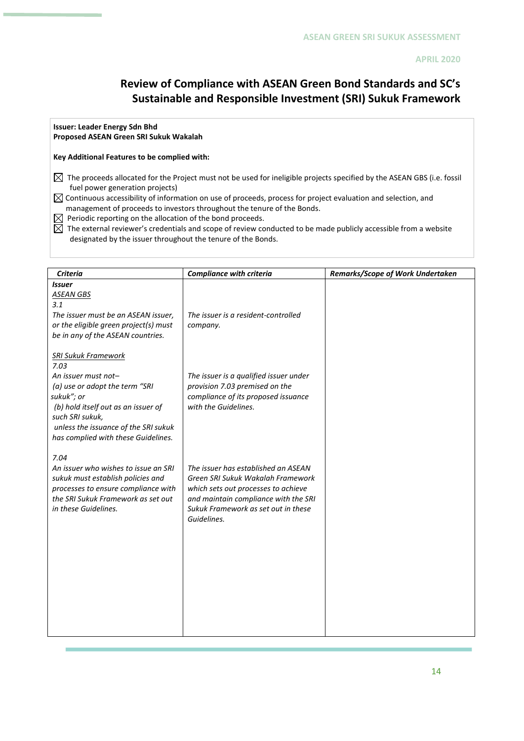## Review of Compliance with ASEAN Green Bond Standards and SC's Sustainable and Responsible Investment (SRI) Sukuk Framework

**Issuer: Leader Energy Sdn Bhd**
**Proposed ASEAN Green SRI Sukuk Wakalah**

**Key Additional Features to be complied with:**

- ☒ The proceeds allocated for the Project must not be used for ineligible projects specified by the ASEAN GBS (i.e. fossil fuel power generation projects)
- ☒ Continuous accessibility of information on use of proceeds, process for project evaluation and selection, and management of proceeds to investors throughout the tenure of the Bonds.
- ☒ Periodic reporting on the allocation of the bond proceeds.
- ☒ The external reviewer's credentials and scope of review conducted to be made publicly accessible from a website designated by the issuer throughout the tenure of the Bonds.

| ***Criteria*** | ***Compliance with criteria*** | ***Remarks/Scope of Work Undertaken*** |
|---|---|---|
| ***Issuer*** | | |
| *ASEAN GBS*<br>*3.1*<br>*The issuer must be an ASEAN issuer, or the eligible green project(s) must be in any of the ASEAN countries.* | *The issuer is a resident-controlled company.* | |
| *SRI Sukuk Framework*<br>*7.03*<br>*An issuer must not–*<br>*(a) use or adopt the term "SRI sukuk"; or*<br>*(b) hold itself out as an issuer of such SRI sukuk,*<br>*unless the issuance of the SRI sukuk has complied with these Guidelines.* | *The issuer is a qualified issuer under provision 7.03 premised on the compliance of its proposed issuance with the Guidelines.* | |
| *7.04*<br>*An issuer who wishes to issue an SRI sukuk must establish policies and processes to ensure compliance with the SRI Sukuk Framework as set out in these Guidelines.* | *The issuer has established an ASEAN Green SRI Sukuk Wakalah Framework which sets out processes to achieve and maintain compliance with the SRI Sukuk Framework as set out in these Guidelines.* | |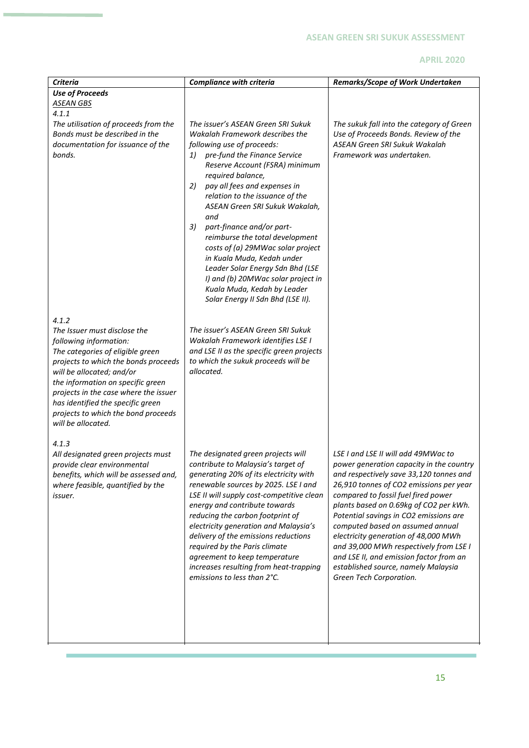| *Criteria* | *Compliance with criteria* | *Remarks/Scope of Work Undertaken* |
|---|---|---|
| ***Use of Proceeds***<br>*ASEAN GBS*<br>*4.1.1*<br>*The utilisation of proceeds from the Bonds must be described in the documentation for issuance of the bonds.* | *The issuer's ASEAN Green SRI Sukuk Wakalah Framework describes the following use of proceeds:*<br>*1) pre-fund the Finance Service Reserve Account (FSRA) minimum required balance,*<br>*2) pay all fees and expenses in relation to the issuance of the ASEAN Green SRI Sukuk Wakalah, and*<br>*3) part-finance and/or part-reimburse the total development costs of (a) 29MWac solar project in Kuala Muda, Kedah under Leader Solar Energy Sdn Bhd (LSE I) and (b) 20MWac solar project in Kuala Muda, Kedah by Leader Solar Energy II Sdn Bhd (LSE II).* | *The sukuk fall into the category of Green Use of Proceeds Bonds. Review of the ASEAN Green SRI Sukuk Wakalah Framework was undertaken.* |
| *4.1.2*<br>*The Issuer must disclose the following information:*<br>*The categories of eligible green projects to which the bonds proceeds will be allocated; and/or*<br>*the information on specific green projects in the case where the issuer has identified the specific green projects to which the bond proceeds will be allocated.* | *The issuer's ASEAN Green SRI Sukuk Wakalah Framework identifies LSE I and LSE II as the specific green projects to which the sukuk proceeds will be allocated.* | |
| *4.1.3*<br>*All designated green projects must provide clear environmental benefits, which will be assessed and, where feasible, quantified by the issuer.* | *The designated green projects will contribute to Malaysia's target of generating 20% of its electricity with renewable sources by 2025. LSE I and LSE II will supply cost-competitive clean energy and contribute towards reducing the carbon footprint of electricity generation and Malaysia's delivery of the emissions reductions required by the Paris climate agreement to keep temperature increases resulting from heat-trapping emissions to less than 2°C.* | *LSE I and LSE II will add 49MWac to power generation capacity in the country and respectively save 33,120 tonnes and 26,910 tonnes of CO2 emissions per year compared to fossil fuel fired power plants based on 0.69kg of CO2 per kWh. Potential savings in CO2 emissions are computed based on assumed annual electricity generation of 48,000 MWh and 39,000 MWh respectively from LSE I and LSE II, and emission factor from an established source, namely Malaysia Green Tech Corporation.* |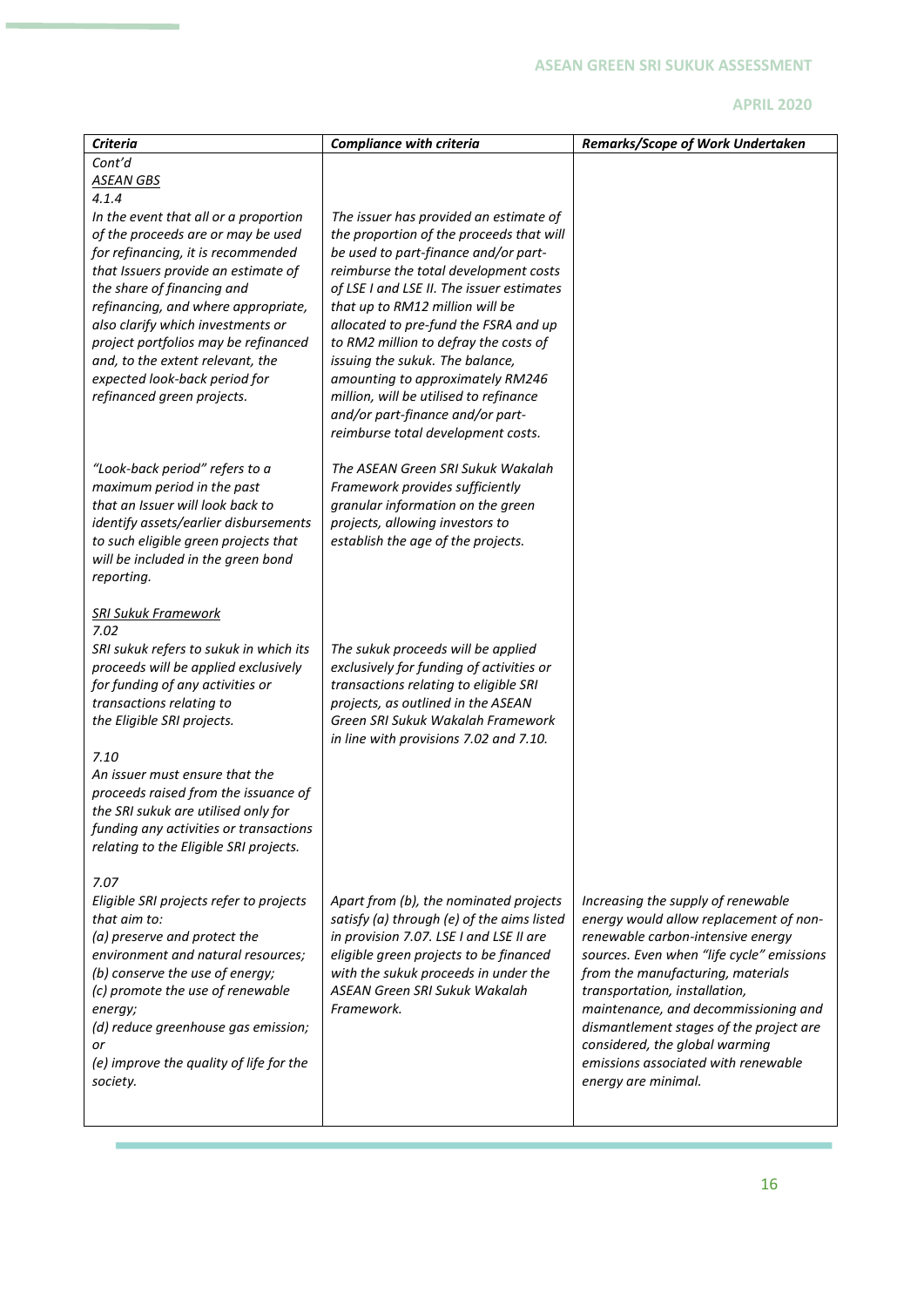| *Criteria* | *Compliance with criteria* | *Remarks/Scope of Work Undertaken* |
|---|---|---|
| *Cont'd*<br>*ASEAN GBS*<br>*4.1.4*<br>*In the event that all or a proportion of the proceeds are or may be used for refinancing, it is recommended that Issuers provide an estimate of the share of financing and refinancing, and where appropriate, also clarify which investments or project portfolios may be refinanced and, to the extent relevant, the expected look-back period for refinanced green projects.* | *The issuer has provided an estimate of the proportion of the proceeds that will be used to part-finance and/or part-reimburse the total development costs of LSE I and LSE II. The issuer estimates that up to RM12 million will be allocated to pre-fund the FSRA and up to RM2 million to defray the costs of issuing the sukuk. The balance, amounting to approximately RM246 million, will be utilised to refinance and/or part-finance and/or part-reimburse total development costs.* | |
| *"Look-back period" refers to a maximum period in the past that an Issuer will look back to identify assets/earlier disbursements to such eligible green projects that will be included in the green bond reporting.* | *The ASEAN Green SRI Sukuk Wakalah Framework provides sufficiently granular information on the green projects, allowing investors to establish the age of the projects.* | |
| *SRI Sukuk Framework*<br>*7.02*<br>*SRI sukuk refers to sukuk in which its proceeds will be applied exclusively for funding of any activities or transactions relating to the Eligible SRI projects.*<br><br>*7.10*<br>*An issuer must ensure that the proceeds raised from the issuance of the SRI sukuk are utilised only for funding any activities or transactions relating to the Eligible SRI projects.* | *The sukuk proceeds will be applied exclusively for funding of activities or transactions relating to eligible SRI projects, as outlined in the ASEAN Green SRI Sukuk Wakalah Framework in line with provisions 7.02 and 7.10.* | |
| *7.07*<br>*Eligible SRI projects refer to projects that aim to:*<br>*(a) preserve and protect the environment and natural resources;*<br>*(b) conserve the use of energy;*<br>*(c) promote the use of renewable energy;*<br>*(d) reduce greenhouse gas emission; or*<br>*(e) improve the quality of life for the society.* | *Apart from (b), the nominated projects satisfy (a) through (e) of the aims listed in provision 7.07. LSE I and LSE II are eligible green projects to be financed with the sukuk proceeds in under the ASEAN Green SRI Sukuk Wakalah Framework.* | *Increasing the supply of renewable energy would allow replacement of non-renewable carbon-intensive energy sources. Even when "life cycle" emissions from the manufacturing, materials transportation, installation, maintenance, and decommissioning and dismantlement stages of the project are considered, the global warming emissions associated with renewable energy are minimal.* |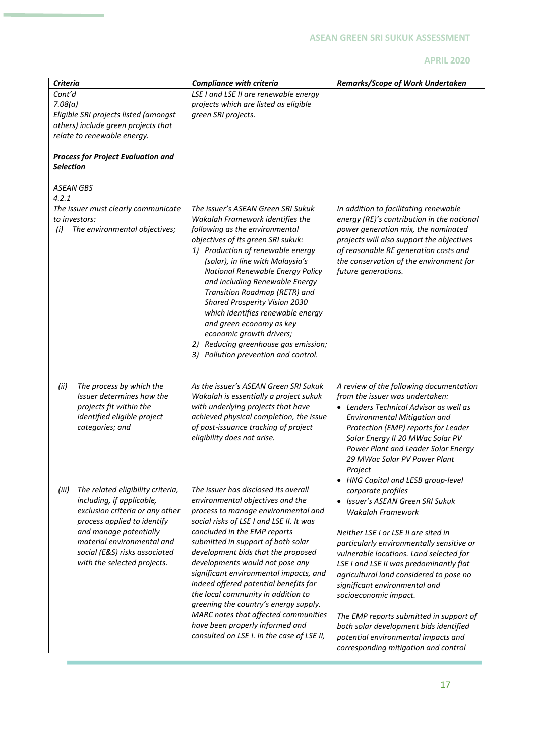| *Criteria* | *Compliance with criteria* | *Remarks/Scope of Work Undertaken* |
|---|---|---|
| *Cont'd*<br>*7.08(a)*<br>*Eligible SRI projects listed (amongst others) include green projects that relate to renewable energy.*<br><br>***Process for Project Evaluation and Selection*** | *LSE I and LSE II are renewable energy projects which are listed as eligible green SRI projects.* | |
| *ASEAN GBS*<br>*4.2.1*<br>*The issuer must clearly communicate to investors:*<br>*(i) The environmental objectives;* | *The issuer's ASEAN Green SRI Sukuk Wakalah Framework identifies the following as the environmental objectives of its green SRI sukuk:*<br>*1) Production of renewable energy (solar), in line with Malaysia's National Renewable Energy Policy and including Renewable Energy Transition Roadmap (RETR) and Shared Prosperity Vision 2030 which identifies renewable energy and green economy as key economic growth drivers;*<br>*2) Reducing greenhouse gas emission;*<br>*3) Pollution prevention and control.* | *In addition to facilitating renewable energy (RE)'s contribution in the national power generation mix, the nominated projects will also support the objectives of reasonable RE generation costs and the conservation of the environment for future generations.* |
| *(ii) The process by which the Issuer determines how the projects fit within the identified eligible project categories; and* | *As the issuer's ASEAN Green SRI Sukuk Wakalah is essentially a project sukuk with underlying projects that have achieved physical completion, the issue of post-issuance tracking of project eligibility does not arise.* | *A review of the following documentation from the issuer was undertaken:*<br>• *Lenders Technical Advisor as well as Environmental Mitigation and Protection (EMP) reports for Leader Solar Energy II 20 MWac Solar PV Power Plant and Leader Solar Energy 29 MWac Solar PV Power Plant Project*<br>• *HNG Capital and LESB group-level corporate profiles*<br>• *Issuer's ASEAN Green SRI Sukuk Wakalah Framework* |
| *(iii) The related eligibility criteria, including, if applicable, exclusion criteria or any other process applied to identify and manage potentially material environmental and social (E&S) risks associated with the selected projects.* | *The issuer has disclosed its overall environmental objectives and the process to manage environmental and social risks of LSE I and LSE II. It was concluded in the EMP reports submitted in support of both solar development bids that the proposed developments would not pose any significant environmental impacts, and indeed offered potential benefits for the local community in addition to greening the country's energy supply. MARC notes that affected communities have been properly informed and consulted on LSE I. In the case of LSE II,* | *Neither LSE I or LSE II are sited in particularly environmentally sensitive or vulnerable locations. Land selected for LSE I and LSE II was predominantly flat agricultural land considered to pose no significant environmental and socioeconomic impact.*<br><br>*The EMP reports submitted in support of both solar development bids identified potential environmental impacts and corresponding mitigation and control* |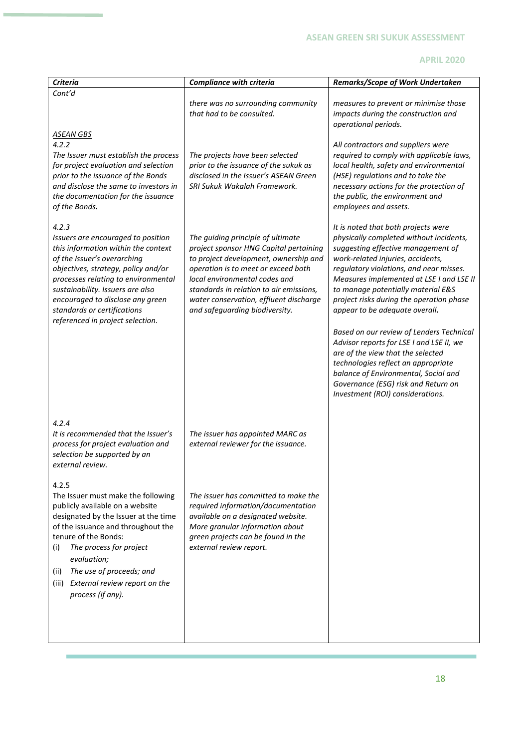| *Criteria* | *Compliance with criteria* | *Remarks/Scope of Work Undertaken* |
|---|---|---|
| *Cont'd* | *there was no surrounding community that had to be consulted.* | *measures to prevent or minimise those impacts during the construction and operational periods.* |
| <u>*ASEAN GBS*</u><br>*4.2.2*<br>*The Issuer must establish the process for project evaluation and selection prior to the issuance of the Bonds and disclose the same to investors in the documentation for the issuance of the Bonds.* | *The projects have been selected prior to the issuance of the sukuk as disclosed in the Issuer's ASEAN Green SRI Sukuk Wakalah Framework.* | *All contractors and suppliers were required to comply with applicable laws, local health, safety and environmental (HSE) regulations and to take the necessary actions for the protection of the public, the environment and employees and assets.* |
| *4.2.3*<br>*Issuers are encouraged to position this information within the context of the Issuer's overarching objectives, strategy, policy and/or processes relating to environmental sustainability. Issuers are also encouraged to disclose any green standards or certifications referenced in project selection.* | *The guiding principle of ultimate project sponsor HNG Capital pertaining to project development, ownership and operation is to meet or exceed both local environmental codes and standards in relation to air emissions, water conservation, effluent discharge and safeguarding biodiversity.* | *It is noted that both projects were physically completed without incidents, suggesting effective management of work-related injuries, accidents, regulatory violations, and near misses. Measures implemented at LSE I and LSE II to manage potentially material E&S project risks during the operation phase appear to be adequate overall.*<br><br>*Based on our review of Lenders Technical Advisor reports for LSE I and LSE II, we are of the view that the selected technologies reflect an appropriate balance of Environmental, Social and Governance (ESG) risk and Return on Investment (ROI) considerations.* |
| *4.2.4*<br>*It is recommended that the Issuer's process for project evaluation and selection be supported by an external review.* | *The issuer has appointed MARC as external reviewer for the issuance.* | |
| 4.2.5<br>The Issuer must make the following publicly available on a website designated by the Issuer at the time of the issuance and throughout the tenure of the Bonds:<br>(i) *The process for project evaluation;*<br>(ii) *The use of proceeds; and*<br>(iii) *External review report on the process (if any).* | *The issuer has committed to make the required information/documentation available on a designated website. More granular information about green projects can be found in the external review report.* | |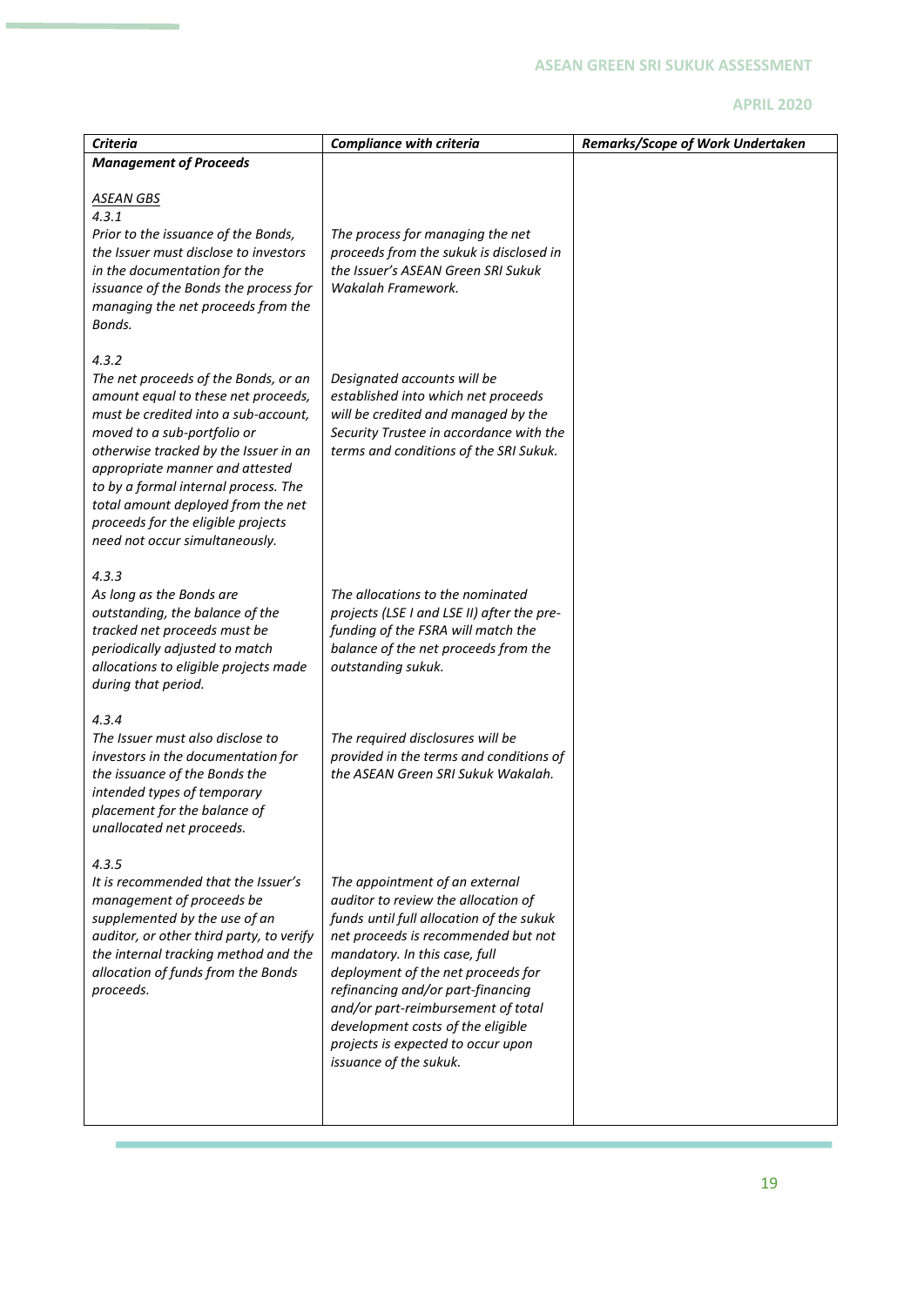| *Criteria* | *Compliance with criteria* | *Remarks/Scope of Work Undertaken* |
|---|---|---|
| ***Management of Proceeds*** | | |
| <u>*ASEAN GBS*</u><br>*4.3.1*<br>*Prior to the issuance of the Bonds, the Issuer must disclose to investors in the documentation for the issuance of the Bonds the process for managing the net proceeds from the Bonds.* | *The process for managing the net proceeds from the sukuk is disclosed in the Issuer's ASEAN Green SRI Sukuk Wakalah Framework.* | |
| *4.3.2*<br>*The net proceeds of the Bonds, or an amount equal to these net proceeds, must be credited into a sub-account, moved to a sub-portfolio or otherwise tracked by the Issuer in an appropriate manner and attested to by a formal internal process. The total amount deployed from the net proceeds for the eligible projects need not occur simultaneously.* | *Designated accounts will be established into which net proceeds will be credited and managed by the Security Trustee in accordance with the terms and conditions of the SRI Sukuk.* | |
| *4.3.3*<br>*As long as the Bonds are outstanding, the balance of the tracked net proceeds must be periodically adjusted to match allocations to eligible projects made during that period.* | *The allocations to the nominated projects (LSE I and LSE II) after the pre-funding of the FSRA will match the balance of the net proceeds from the outstanding sukuk.* | |
| *4.3.4*<br>*The Issuer must also disclose to investors in the documentation for the issuance of the Bonds the intended types of temporary placement for the balance of unallocated net proceeds.* | *The required disclosures will be provided in the terms and conditions of the ASEAN Green SRI Sukuk Wakalah.* | |
| *4.3.5*<br>*It is recommended that the Issuer's management of proceeds be supplemented by the use of an auditor, or other third party, to verify the internal tracking method and the allocation of funds from the Bonds proceeds.* | *The appointment of an external auditor to review the allocation of funds until full allocation of the sukuk net proceeds is recommended but not mandatory. In this case, full deployment of the net proceeds for refinancing and/or part-financing and/or part-reimbursement of total development costs of the eligible projects is expected to occur upon issuance of the sukuk.* | |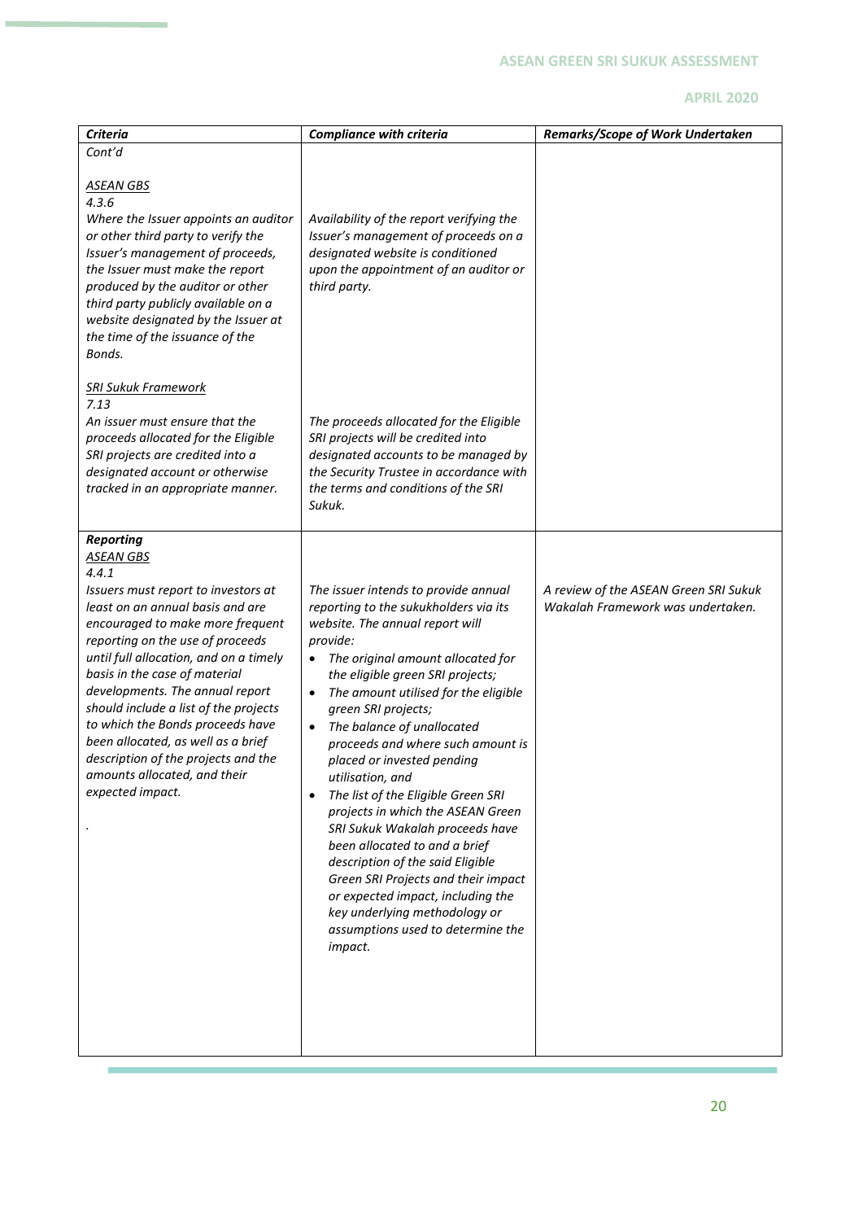| *Criteria* | *Compliance with criteria* | *Remarks/Scope of Work Undertaken* |
|---|---|---|
| *Cont'd*<br><br>*ASEAN GBS*<br>*4.3.6*<br>*Where the Issuer appoints an auditor or other third party to verify the Issuer's management of proceeds, the Issuer must make the report produced by the auditor or other third party publicly available on a website designated by the Issuer at the time of the issuance of the Bonds.*<br><br>*SRI Sukuk Framework*<br>*7.13*<br>*An issuer must ensure that the proceeds allocated for the Eligible SRI projects are credited into a designated account or otherwise tracked in an appropriate manner.* | *Availability of the report verifying the Issuer's management of proceeds on a designated website is conditioned upon the appointment of an auditor or third party.*<br><br>*The proceeds allocated for the Eligible SRI projects will be credited into designated accounts to be managed by the Security Trustee in accordance with the terms and conditions of the SRI Sukuk.* | |
| ***Reporting***<br>*ASEAN GBS*<br>*4.4.1*<br>*Issuers must report to investors at least on an annual basis and are encouraged to make more frequent reporting on the use of proceeds until full allocation, and on a timely basis in the case of material developments. The annual report should include a list of the projects to which the Bonds proceeds have been allocated, as well as a brief description of the projects and the amounts allocated, and their expected impact.*<br><br>*.* | *The issuer intends to provide annual reporting to the sukukholders via its website. The annual report will provide:*<br>• *The original amount allocated for the eligible green SRI projects;*<br>• *The amount utilised for the eligible green SRI projects;*<br>• *The balance of unallocated proceeds and where such amount is placed or invested pending utilisation, and*<br>• *The list of the Eligible Green SRI projects in which the ASEAN Green SRI Sukuk Wakalah proceeds have been allocated to and a brief description of the said Eligible Green SRI Projects and their impact or expected impact, including the key underlying methodology or assumptions used to determine the impact.* | *A review of the ASEAN Green SRI Sukuk Wakalah Framework was undertaken.* |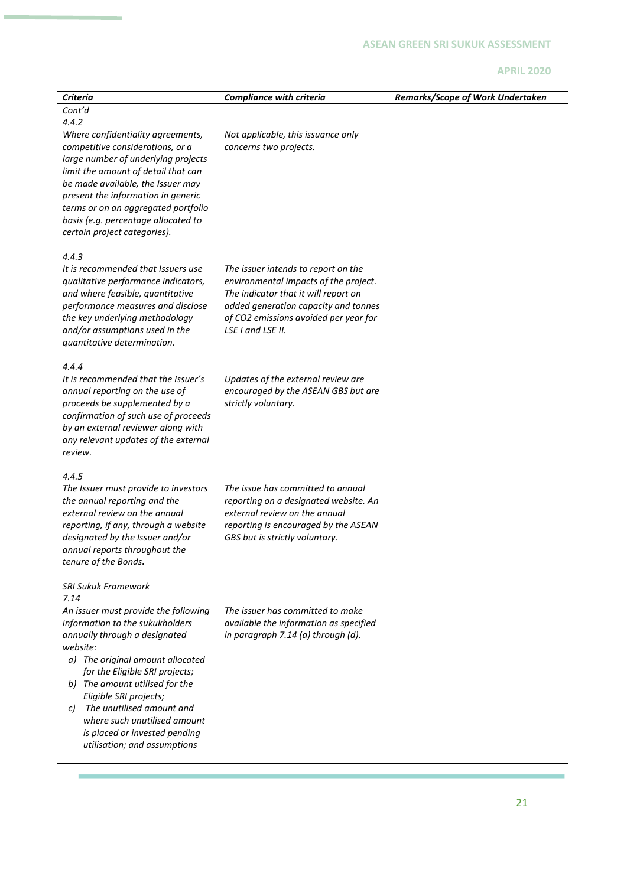| *Criteria* | *Compliance with criteria* | *Remarks/Scope of Work Undertaken* |
|---|---|---|
| *Cont'd*<br>*4.4.2*<br>*Where confidentiality agreements, competitive considerations, or a large number of underlying projects limit the amount of detail that can be made available, the Issuer may present the information in generic terms or on an aggregated portfolio basis (e.g. percentage allocated to certain project categories).* | *Not applicable, this issuance only concerns two projects.* | |
| *4.4.3*<br>*It is recommended that Issuers use qualitative performance indicators, and where feasible, quantitative performance measures and disclose the key underlying methodology and/or assumptions used in the quantitative determination.* | *The issuer intends to report on the environmental impacts of the project. The indicator that it will report on added generation capacity and tonnes of $CO_2$ emissions avoided per year for LSE I and LSE II.* | |
| *4.4.4*<br>*It is recommended that the Issuer's annual reporting on the use of proceeds be supplemented by a confirmation of such use of proceeds by an external reviewer along with any relevant updates of the external review.* | *Updates of the external review are encouraged by the ASEAN GBS but are strictly voluntary.* | |
| *4.4.5*<br>*The Issuer must provide to investors the annual reporting and the external review on the annual reporting, if any, through a website designated by the Issuer and/or annual reports throughout the tenure of the Bonds.* | *The issue has committed to annual reporting on a designated website. An external review on the annual reporting is encouraged by the ASEAN GBS but is strictly voluntary.* | |
| *<u>SRI Sukuk Framework</u>*<br>*7.14*<br>*An issuer must provide the following information to the sukukholders annually through a designated website:*<br>*a) The original amount allocated for the Eligible SRI projects;*<br>*b) The amount utilised for the Eligible SRI projects;*<br>*c) The unutilised amount and where such unutilised amount is placed or invested pending utilisation; and assumptions* | *The issuer has committed to make available the information as specified in paragraph 7.14 (a) through (d).* | |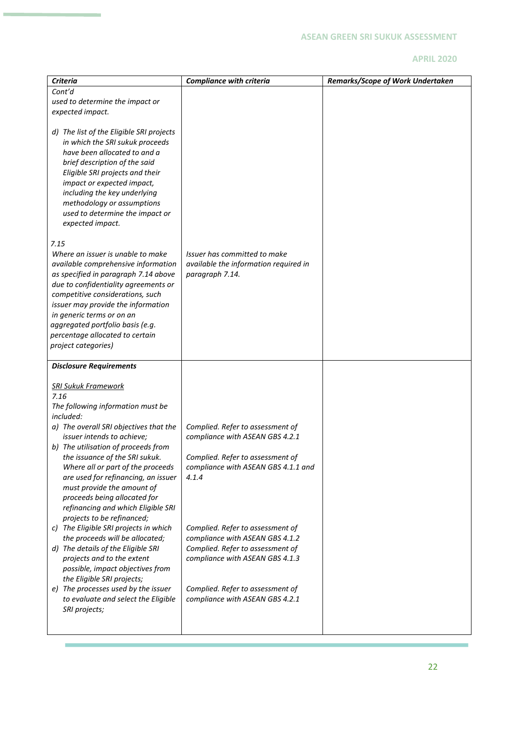| *Criteria* | *Compliance with criteria* | *Remarks/Scope of Work Undertaken* |
|---|---|---|
| *Cont'd*<br>*used to determine the impact or expected impact.*<br><br>*d) The list of the Eligible SRI projects in which the SRI sukuk proceeds have been allocated to and a brief description of the said Eligible SRI projects and their impact or expected impact, including the key underlying methodology or assumptions used to determine the impact or expected impact.* | | |
| *7.15*<br>*Where an issuer is unable to make available comprehensive information as specified in paragraph 7.14 above due to confidentiality agreements or competitive considerations, such issuer may provide the information in generic terms or on an aggregated portfolio basis (e.g. percentage allocated to certain project categories)* | *Issuer has committed to make available the information required in paragraph 7.14.* | |
| ***Disclosure Requirements***<br><br>*SRI Sukuk Framework*<br>*7.16*<br>*The following information must be included:* | | |
| *a) The overall SRI objectives that the issuer intends to achieve;* | *Complied. Refer to assessment of compliance with ASEAN GBS 4.2.1* | |
| *b) The utilisation of proceeds from the issuance of the SRI sukuk. Where all or part of the proceeds are used for refinancing, an issuer must provide the amount of proceeds being allocated for refinancing and which Eligible SRI projects to be refinanced;* | *Complied. Refer to assessment of compliance with ASEAN GBS 4.1.1 and 4.1.4* | |
| *c) The Eligible SRI projects in which the proceeds will be allocated;* | *Complied. Refer to assessment of compliance with ASEAN GBS 4.1.2* | |
| *d) The details of the Eligible SRI projects and to the extent possible, impact objectives from the Eligible SRI projects;* | *Complied. Refer to assessment of compliance with ASEAN GBS 4.1.3* | |
| *e) The processes used by the issuer to evaluate and select the Eligible SRI projects;* | *Complied. Refer to assessment of compliance with ASEAN GBS 4.2.1* | |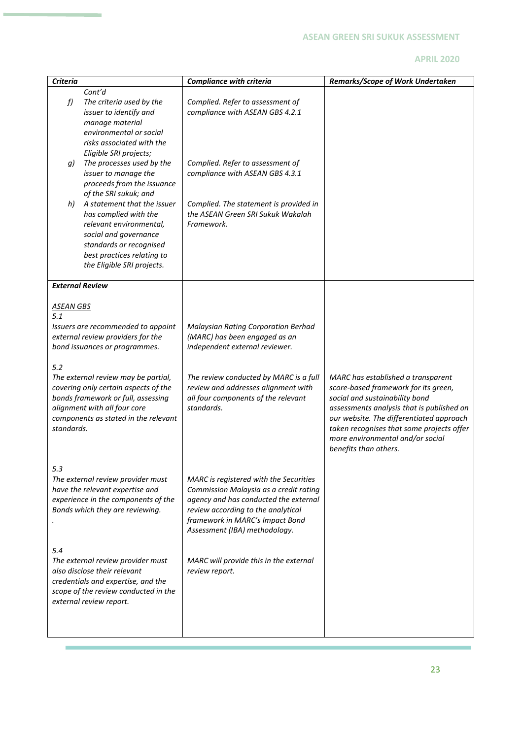| *Criteria* | *Compliance with criteria* | *Remarks/Scope of Work Undertaken* |
|---|---|---|
| *Cont'd*<br>*f) The criteria used by the issuer to identify and manage material environmental or social risks associated with the Eligible SRI projects;* | *Complied. Refer to assessment of compliance with ASEAN GBS 4.2.1* | |
| *g) The processes used by the issuer to manage the proceeds from the issuance of the SRI sukuk; and* | *Complied. Refer to assessment of compliance with ASEAN GBS 4.3.1* | |
| *h) A statement that the issuer has complied with the relevant environmental, social and governance standards or recognised best practices relating to the Eligible SRI projects.* | *Complied. The statement is provided in the ASEAN Green SRI Sukuk Wakalah Framework.* | |
| ***External Review*** | | |
| *<u>ASEAN GBS</u>*<br>*5.1*<br>*Issuers are recommended to appoint external review providers for the bond issuances or programmes.* | *Malaysian Rating Corporation Berhad (MARC) has been engaged as an independent external reviewer.* | |
| *5.2*<br>*The external review may be partial, covering only certain aspects of the bonds framework or full, assessing alignment with all four core components as stated in the relevant standards.* | *The review conducted by MARC is a full review and addresses alignment with all four components of the relevant standards.* | *MARC has established a transparent score-based framework for its green, social and sustainability bond assessments analysis that is published on our website. The differentiated approach taken recognises that some projects offer more environmental and/or social benefits than others.* |
| *5.3*<br>*The external review provider must have the relevant expertise and experience in the components of the Bonds which they are reviewing.*<br>*.* | *MARC is registered with the Securities Commission Malaysia as a credit rating agency and has conducted the external review according to the analytical framework in MARC's Impact Bond Assessment (IBA) methodology.* | |
| *5.4*<br>*The external review provider must also disclose their relevant credentials and expertise, and the scope of the review conducted in the external review report.* | *MARC will provide this in the external review report.* | |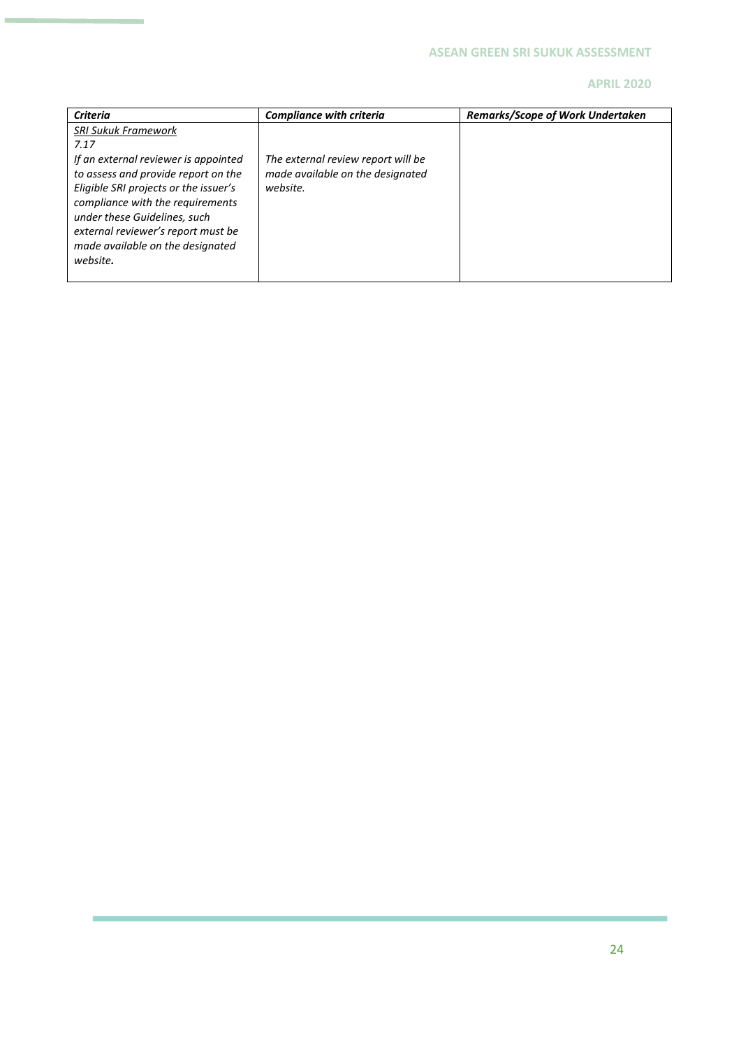| ***Criteria*** | ***Compliance with criteria*** | ***Remarks/Scope of Work Undertaken*** |
|---|---|---|
| *SRI Sukuk Framework*<br>*7.17*<br>*If an external reviewer is appointed to assess and provide report on the Eligible SRI projects or the issuer's compliance with the requirements under these Guidelines, such external reviewer's report must be made available on the designated website.* | *The external review report will be made available on the designated website.* | |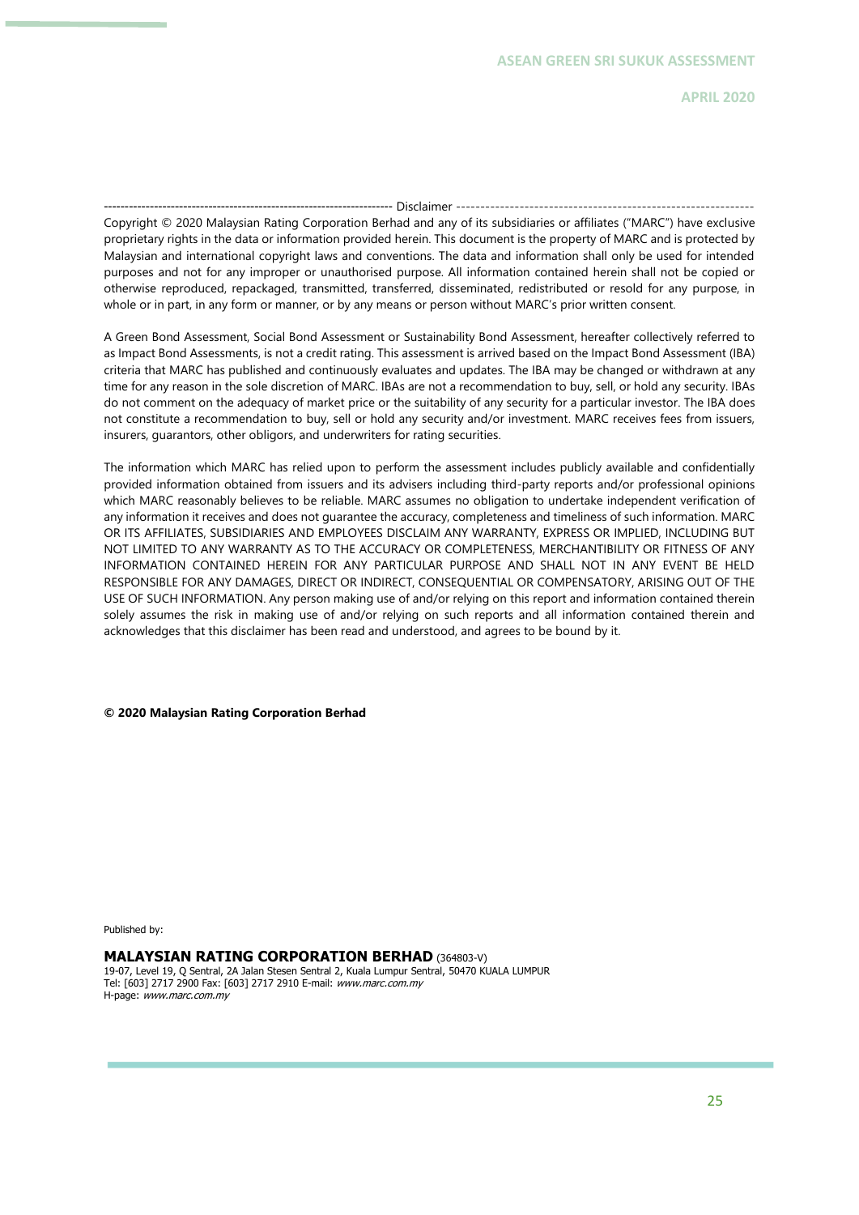---------------------------------------------------------------------- Disclaimer --------------------------------------------------------------

Copyright © 2020 Malaysian Rating Corporation Berhad and any of its subsidiaries or affiliates ("MARC") have exclusive proprietary rights in the data or information provided herein. This document is the property of MARC and is protected by Malaysian and international copyright laws and conventions. The data and information shall only be used for intended purposes and not for any improper or unauthorised purpose. All information contained herein shall not be copied or otherwise reproduced, repackaged, transmitted, transferred, disseminated, redistributed or resold for any purpose, in whole or in part, in any form or manner, or by any means or person without MARC's prior written consent.

A Green Bond Assessment, Social Bond Assessment or Sustainability Bond Assessment, hereafter collectively referred to as Impact Bond Assessments, is not a credit rating. This assessment is arrived based on the Impact Bond Assessment (IBA) criteria that MARC has published and continuously evaluates and updates. The IBA may be changed or withdrawn at any time for any reason in the sole discretion of MARC. IBAs are not a recommendation to buy, sell, or hold any security. IBAs do not comment on the adequacy of market price or the suitability of any security for a particular investor. The IBA does not constitute a recommendation to buy, sell or hold any security and/or investment. MARC receives fees from issuers, insurers, guarantors, other obligors, and underwriters for rating securities.

The information which MARC has relied upon to perform the assessment includes publicly available and confidentially provided information obtained from issuers and its advisers including third-party reports and/or professional opinions which MARC reasonably believes to be reliable. MARC assumes no obligation to undertake independent verification of any information it receives and does not guarantee the accuracy, completeness and timeliness of such information. MARC OR ITS AFFILIATES, SUBSIDIARIES AND EMPLOYEES DISCLAIM ANY WARRANTY, EXPRESS OR IMPLIED, INCLUDING BUT NOT LIMITED TO ANY WARRANTY AS TO THE ACCURACY OR COMPLETENESS, MERCHANTIBILITY OR FITNESS OF ANY INFORMATION CONTAINED HEREIN FOR ANY PARTICULAR PURPOSE AND SHALL NOT IN ANY EVENT BE HELD RESPONSIBLE FOR ANY DAMAGES, DIRECT OR INDIRECT, CONSEQUENTIAL OR COMPENSATORY, ARISING OUT OF THE USE OF SUCH INFORMATION. Any person making use of and/or relying on this report and information contained therein solely assumes the risk in making use of and/or relying on such reports and all information contained therein and acknowledges that this disclaimer has been read and understood, and agrees to be bound by it.

**© 2020 Malaysian Rating Corporation Berhad**

Published by:

**MALAYSIAN RATING CORPORATION BERHAD** (364803-V)
19-07, Level 19, Q Sentral, 2A Jalan Stesen Sentral 2, Kuala Lumpur Sentral, 50470 KUALA LUMPUR
Tel: [603] 2717 2900 Fax: [603] 2717 2910 E-mail: *www.marc.com.my*
H-page: *www.marc.com.my*